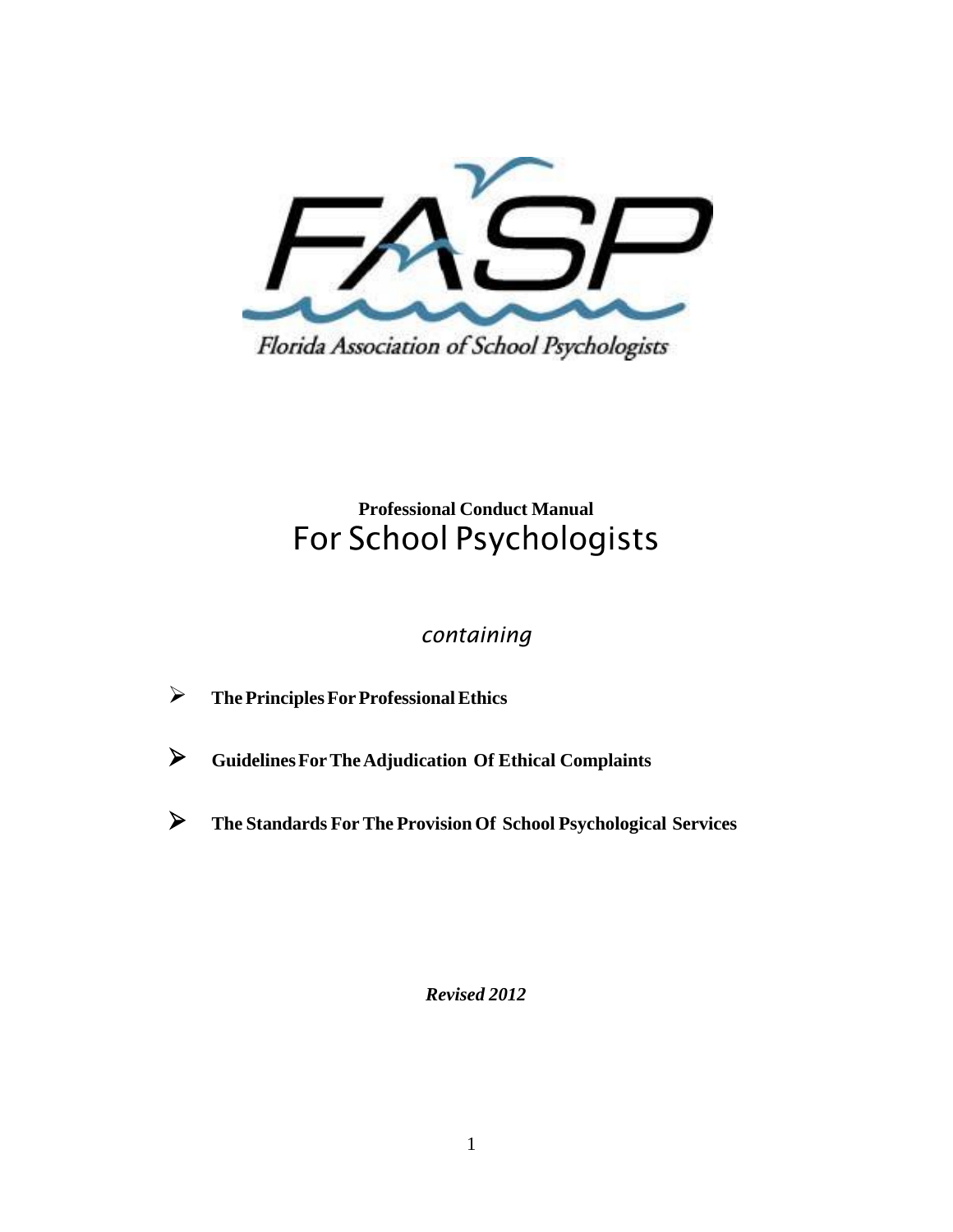FASP

Florida Association of School Psychologists

# Professional Conduct Manual For School Psychologists

*containing*

- **The Principles For Professional Ethics**
- **Guidelines For The Adjudication Of Ethical Complaints**
- **The Standards For The Provision Of School Psychological Services**

***Revised 2012***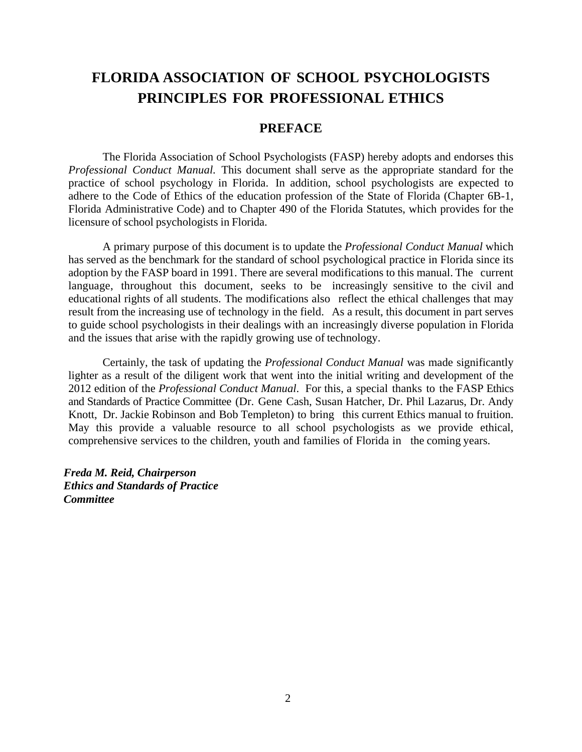# FLORIDA ASSOCIATION OF SCHOOL PSYCHOLOGISTS PRINCIPLES FOR PROFESSIONAL ETHICS

## PREFACE

The Florida Association of School Psychologists (FASP) hereby adopts and endorses this *Professional Conduct Manual.* This document shall serve as the appropriate standard for the practice of school psychology in Florida. In addition, school psychologists are expected to adhere to the Code of Ethics of the education profession of the State of Florida (Chapter 6B-1, Florida Administrative Code) and to Chapter 490 of the Florida Statutes, which provides for the licensure of school psychologists in Florida.

A primary purpose of this document is to update the *Professional Conduct Manual* which has served as the benchmark for the standard of school psychological practice in Florida since its adoption by the FASP board in 1991. There are several modifications to this manual. The current language, throughout this document, seeks to be increasingly sensitive to the civil and educational rights of all students. The modifications also reflect the ethical challenges that may result from the increasing use of technology in the field. As a result, this document in part serves to guide school psychologists in their dealings with an increasingly diverse population in Florida and the issues that arise with the rapidly growing use of technology.

Certainly, the task of updating the *Professional Conduct Manual* was made significantly lighter as a result of the diligent work that went into the initial writing and development of the 2012 edition of the *Professional Conduct Manual*. For this, a special thanks to the FASP Ethics and Standards of Practice Committee (Dr. Gene Cash, Susan Hatcher, Dr. Phil Lazarus, Dr. Andy Knott, Dr. Jackie Robinson and Bob Templeton) to bring this current Ethics manual to fruition. May this provide a valuable resource to all school psychologists as we provide ethical, comprehensive services to the children, youth and families of Florida in the coming years.

***Freda M. Reid, Chairperson***
***Ethics and Standards of Practice Committee***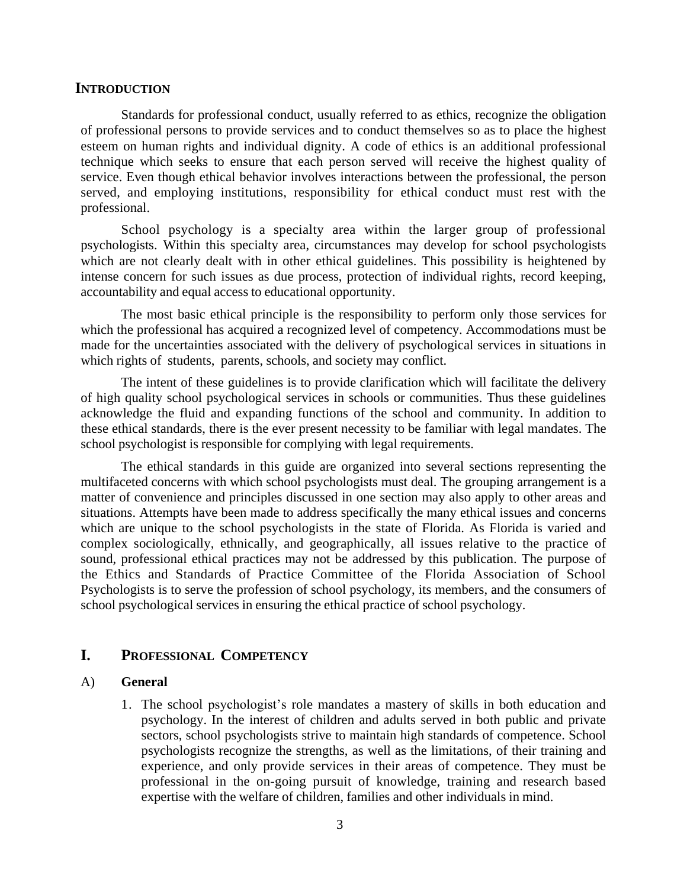## INTRODUCTION

Standards for professional conduct, usually referred to as ethics, recognize the obligation of professional persons to provide services and to conduct themselves so as to place the highest esteem on human rights and individual dignity. A code of ethics is an additional professional technique which seeks to ensure that each person served will receive the highest quality of service. Even though ethical behavior involves interactions between the professional, the person served, and employing institutions, responsibility for ethical conduct must rest with the professional.

School psychology is a specialty area within the larger group of professional psychologists. Within this specialty area, circumstances may develop for school psychologists which are not clearly dealt with in other ethical guidelines. This possibility is heightened by intense concern for such issues as due process, protection of individual rights, record keeping, accountability and equal access to educational opportunity.

The most basic ethical principle is the responsibility to perform only those services for which the professional has acquired a recognized level of competency. Accommodations must be made for the uncertainties associated with the delivery of psychological services in situations in which rights of students, parents, schools, and society may conflict.

The intent of these guidelines is to provide clarification which will facilitate the delivery of high quality school psychological services in schools or communities. Thus these guidelines acknowledge the fluid and expanding functions of the school and community. In addition to these ethical standards, there is the ever present necessity to be familiar with legal mandates. The school psychologist is responsible for complying with legal requirements.

The ethical standards in this guide are organized into several sections representing the multifaceted concerns with which school psychologists must deal. The grouping arrangement is a matter of convenience and principles discussed in one section may also apply to other areas and situations. Attempts have been made to address specifically the many ethical issues and concerns which are unique to the school psychologists in the state of Florida. As Florida is varied and complex sociologically, ethnically, and geographically, all issues relative to the practice of sound, professional ethical practices may not be addressed by this publication. The purpose of the Ethics and Standards of Practice Committee of the Florida Association of School Psychologists is to serve the profession of school psychology, its members, and the consumers of school psychological services in ensuring the ethical practice of school psychology.

## I. PROFESSIONAL COMPETENCY

### A) General

1. The school psychologist's role mandates a mastery of skills in both education and psychology. In the interest of children and adults served in both public and private sectors, school psychologists strive to maintain high standards of competence. School psychologists recognize the strengths, as well as the limitations, of their training and experience, and only provide services in their areas of competence. They must be professional in the on-going pursuit of knowledge, training and research based expertise with the welfare of children, families and other individuals in mind.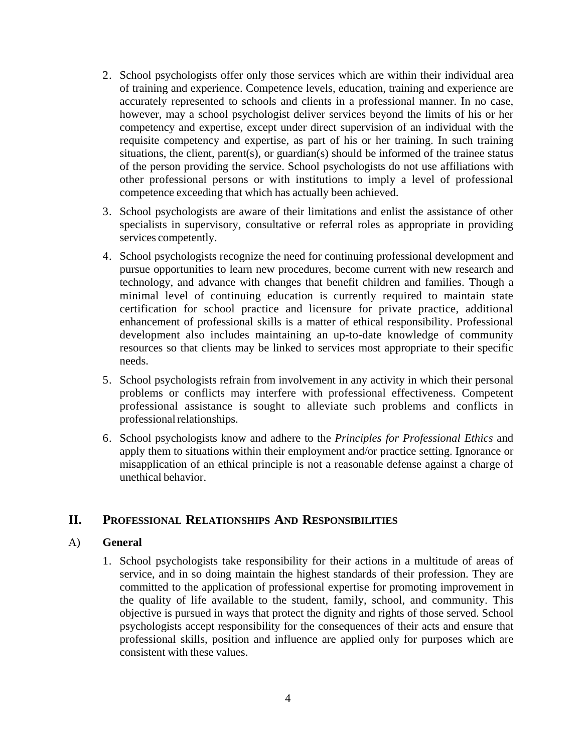2. School psychologists offer only those services which are within their individual area of training and experience. Competence levels, education, training and experience are accurately represented to schools and clients in a professional manner. In no case, however, may a school psychologist deliver services beyond the limits of his or her competency and expertise, except under direct supervision of an individual with the requisite competency and expertise, as part of his or her training. In such training situations, the client, parent(s), or guardian(s) should be informed of the trainee status of the person providing the service. School psychologists do not use affiliations with other professional persons or with institutions to imply a level of professional competence exceeding that which has actually been achieved.

3. School psychologists are aware of their limitations and enlist the assistance of other specialists in supervisory, consultative or referral roles as appropriate in providing services competently.

4. School psychologists recognize the need for continuing professional development and pursue opportunities to learn new procedures, become current with new research and technology, and advance with changes that benefit children and families. Though a minimal level of continuing education is currently required to maintain state certification for school practice and licensure for private practice, additional enhancement of professional skills is a matter of ethical responsibility. Professional development also includes maintaining an up-to-date knowledge of community resources so that clients may be linked to services most appropriate to their specific needs.

5. School psychologists refrain from involvement in any activity in which their personal problems or conflicts may interfere with professional effectiveness. Competent professional assistance is sought to alleviate such problems and conflicts in professional relationships.

6. School psychologists know and adhere to the *Principles for Professional Ethics* and apply them to situations within their employment and/or practice setting. Ignorance or misapplication of an ethical principle is not a reasonable defense against a charge of unethical behavior.

## II. Professional Relationships And Responsibilities

### A) General

1. School psychologists take responsibility for their actions in a multitude of areas of service, and in so doing maintain the highest standards of their profession. They are committed to the application of professional expertise for promoting improvement in the quality of life available to the student, family, school, and community. This objective is pursued in ways that protect the dignity and rights of those served. School psychologists accept responsibility for the consequences of their acts and ensure that professional skills, position and influence are applied only for purposes which are consistent with these values.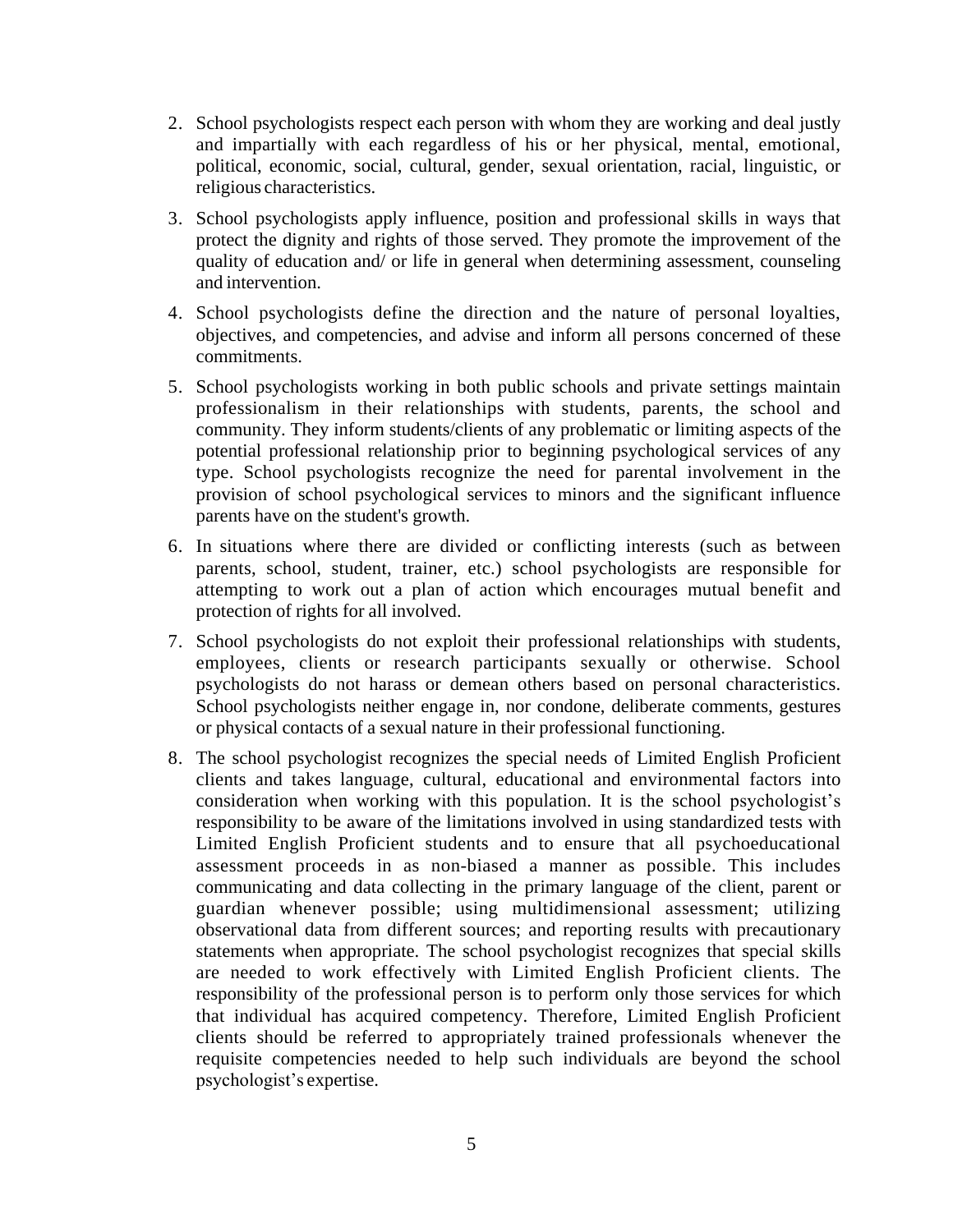2. School psychologists respect each person with whom they are working and deal justly and impartially with each regardless of his or her physical, mental, emotional, political, economic, social, cultural, gender, sexual orientation, racial, linguistic, or religious characteristics.

3. School psychologists apply influence, position and professional skills in ways that protect the dignity and rights of those served. They promote the improvement of the quality of education and/ or life in general when determining assessment, counseling and intervention.

4. School psychologists define the direction and the nature of personal loyalties, objectives, and competencies, and advise and inform all persons concerned of these commitments.

5. School psychologists working in both public schools and private settings maintain professionalism in their relationships with students, parents, the school and community. They inform students/clients of any problematic or limiting aspects of the potential professional relationship prior to beginning psychological services of any type. School psychologists recognize the need for parental involvement in the provision of school psychological services to minors and the significant influence parents have on the student's growth.

6. In situations where there are divided or conflicting interests (such as between parents, school, student, trainer, etc.) school psychologists are responsible for attempting to work out a plan of action which encourages mutual benefit and protection of rights for all involved.

7. School psychologists do not exploit their professional relationships with students, employees, clients or research participants sexually or otherwise. School psychologists do not harass or demean others based on personal characteristics. School psychologists neither engage in, nor condone, deliberate comments, gestures or physical contacts of a sexual nature in their professional functioning.

8. The school psychologist recognizes the special needs of Limited English Proficient clients and takes language, cultural, educational and environmental factors into consideration when working with this population. It is the school psychologist's responsibility to be aware of the limitations involved in using standardized tests with Limited English Proficient students and to ensure that all psychoeducational assessment proceeds in as non-biased a manner as possible. This includes communicating and data collecting in the primary language of the client, parent or guardian whenever possible; using multidimensional assessment; utilizing observational data from different sources; and reporting results with precautionary statements when appropriate. The school psychologist recognizes that special skills are needed to work effectively with Limited English Proficient clients. The responsibility of the professional person is to perform only those services for which that individual has acquired competency. Therefore, Limited English Proficient clients should be referred to appropriately trained professionals whenever the requisite competencies needed to help such individuals are beyond the school psychologist's expertise.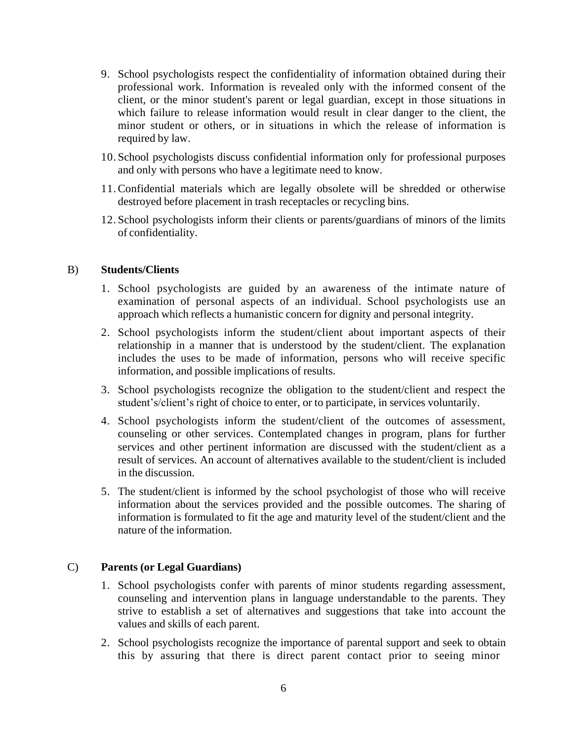9. School psychologists respect the confidentiality of information obtained during their professional work. Information is revealed only with the informed consent of the client, or the minor student's parent or legal guardian, except in those situations in which failure to release information would result in clear danger to the client, the minor student or others, or in situations in which the release of information is required by law.

10. School psychologists discuss confidential information only for professional purposes and only with persons who have a legitimate need to know.

11. Confidential materials which are legally obsolete will be shredded or otherwise destroyed before placement in trash receptacles or recycling bins.

12. School psychologists inform their clients or parents/guardians of minors of the limits of confidentiality.

B) **Students/Clients**

1. School psychologists are guided by an awareness of the intimate nature of examination of personal aspects of an individual. School psychologists use an approach which reflects a humanistic concern for dignity and personal integrity.

2. School psychologists inform the student/client about important aspects of their relationship in a manner that is understood by the student/client. The explanation includes the uses to be made of information, persons who will receive specific information, and possible implications of results.

3. School psychologists recognize the obligation to the student/client and respect the student's/client's right of choice to enter, or to participate, in services voluntarily.

4. School psychologists inform the student/client of the outcomes of assessment, counseling or other services. Contemplated changes in program, plans for further services and other pertinent information are discussed with the student/client as a result of services. An account of alternatives available to the student/client is included in the discussion.

5. The student/client is informed by the school psychologist of those who will receive information about the services provided and the possible outcomes. The sharing of information is formulated to fit the age and maturity level of the student/client and the nature of the information.

C) **Parents (or Legal Guardians)**

1. School psychologists confer with parents of minor students regarding assessment, counseling and intervention plans in language understandable to the parents. They strive to establish a set of alternatives and suggestions that take into account the values and skills of each parent.

2. School psychologists recognize the importance of parental support and seek to obtain this by assuring that there is direct parent contact prior to seeing minor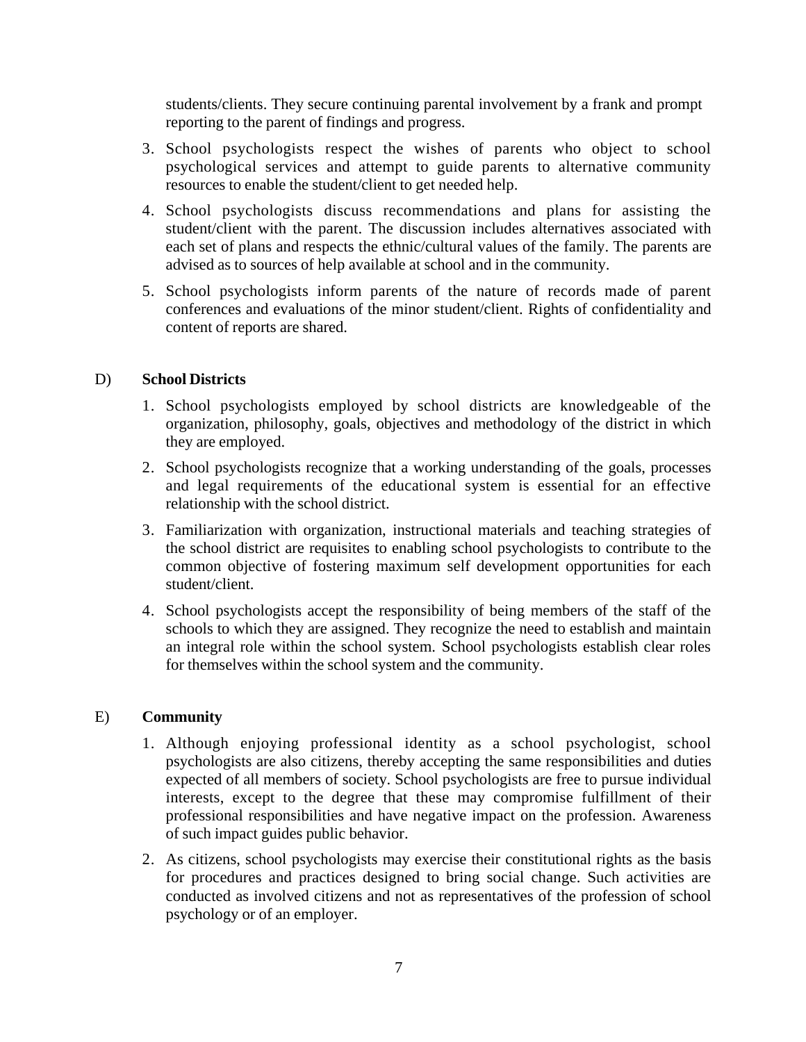students/clients. They secure continuing parental involvement by a frank and prompt reporting to the parent of findings and progress.

3. School psychologists respect the wishes of parents who object to school psychological services and attempt to guide parents to alternative community resources to enable the student/client to get needed help.
4. School psychologists discuss recommendations and plans for assisting the student/client with the parent. The discussion includes alternatives associated with each set of plans and respects the ethnic/cultural values of the family. The parents are advised as to sources of help available at school and in the community.
5. School psychologists inform parents of the nature of records made of parent conferences and evaluations of the minor student/client. Rights of confidentiality and content of reports are shared.

D) **School Districts**

1. School psychologists employed by school districts are knowledgeable of the organization, philosophy, goals, objectives and methodology of the district in which they are employed.
2. School psychologists recognize that a working understanding of the goals, processes and legal requirements of the educational system is essential for an effective relationship with the school district.
3. Familiarization with organization, instructional materials and teaching strategies of the school district are requisites to enabling school psychologists to contribute to the common objective of fostering maximum self development opportunities for each student/client.
4. School psychologists accept the responsibility of being members of the staff of the schools to which they are assigned. They recognize the need to establish and maintain an integral role within the school system. School psychologists establish clear roles for themselves within the school system and the community.

E) **Community**

1. Although enjoying professional identity as a school psychologist, school psychologists are also citizens, thereby accepting the same responsibilities and duties expected of all members of society. School psychologists are free to pursue individual interests, except to the degree that these may compromise fulfillment of their professional responsibilities and have negative impact on the profession. Awareness of such impact guides public behavior.
2. As citizens, school psychologists may exercise their constitutional rights as the basis for procedures and practices designed to bring social change. Such activities are conducted as involved citizens and not as representatives of the profession of school psychology or of an employer.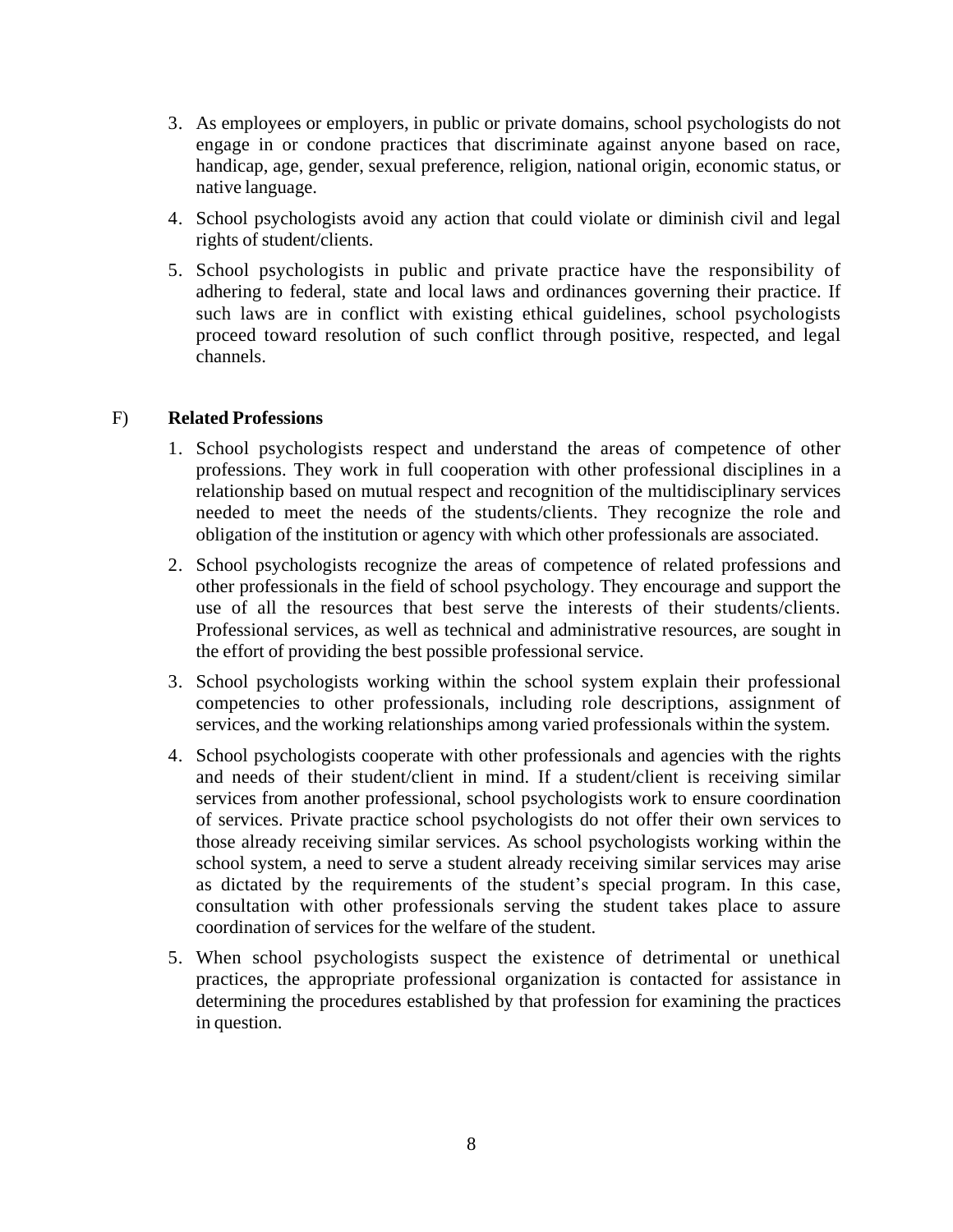3. As employees or employers, in public or private domains, school psychologists do not engage in or condone practices that discriminate against anyone based on race, handicap, age, gender, sexual preference, religion, national origin, economic status, or native language.

4. School psychologists avoid any action that could violate or diminish civil and legal rights of student/clients.

5. School psychologists in public and private practice have the responsibility of adhering to federal, state and local laws and ordinances governing their practice. If such laws are in conflict with existing ethical guidelines, school psychologists proceed toward resolution of such conflict through positive, respected, and legal channels.

F) **Related Professions**

1. School psychologists respect and understand the areas of competence of other professions. They work in full cooperation with other professional disciplines in a relationship based on mutual respect and recognition of the multidisciplinary services needed to meet the needs of the students/clients. They recognize the role and obligation of the institution or agency with which other professionals are associated.

2. School psychologists recognize the areas of competence of related professions and other professionals in the field of school psychology. They encourage and support the use of all the resources that best serve the interests of their students/clients. Professional services, as well as technical and administrative resources, are sought in the effort of providing the best possible professional service.

3. School psychologists working within the school system explain their professional competencies to other professionals, including role descriptions, assignment of services, and the working relationships among varied professionals within the system.

4. School psychologists cooperate with other professionals and agencies with the rights and needs of their student/client in mind. If a student/client is receiving similar services from another professional, school psychologists work to ensure coordination of services. Private practice school psychologists do not offer their own services to those already receiving similar services. As school psychologists working within the school system, a need to serve a student already receiving similar services may arise as dictated by the requirements of the student's special program. In this case, consultation with other professionals serving the student takes place to assure coordination of services for the welfare of the student.

5. When school psychologists suspect the existence of detrimental or unethical practices, the appropriate professional organization is contacted for assistance in determining the procedures established by that profession for examining the practices in question.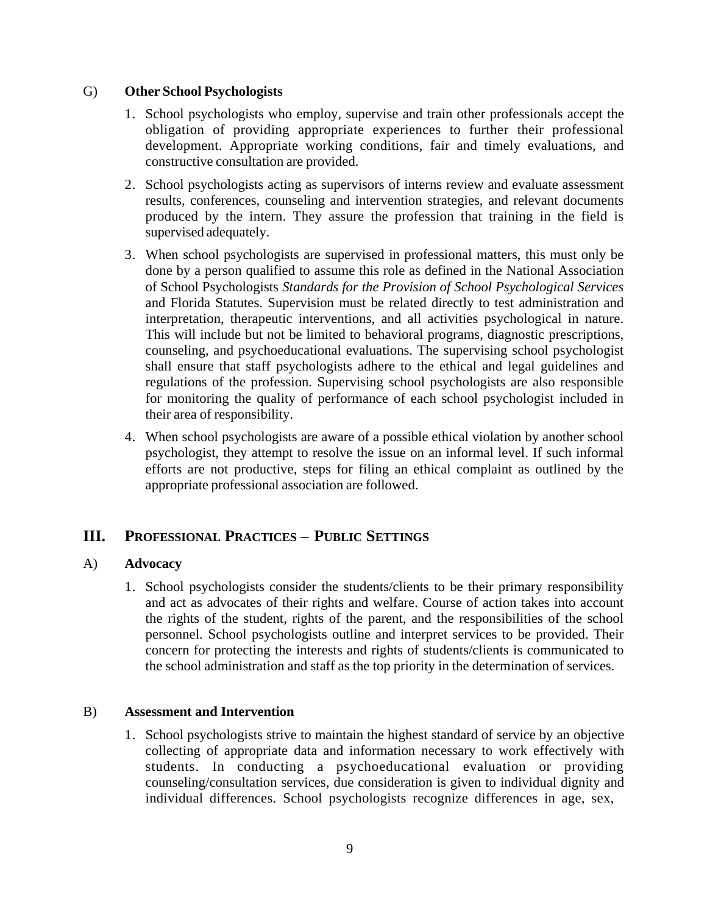G) **Other School Psychologists**

1. School psychologists who employ, supervise and train other professionals accept the obligation of providing appropriate experiences to further their professional development. Appropriate working conditions, fair and timely evaluations, and constructive consultation are provided.

2. School psychologists acting as supervisors of interns review and evaluate assessment results, conferences, counseling and intervention strategies, and relevant documents produced by the intern. They assure the profession that training in the field is supervised adequately.

3. When school psychologists are supervised in professional matters, this must only be done by a person qualified to assume this role as defined in the National Association of School Psychologists *Standards for the Provision of School Psychological Services* and Florida Statutes. Supervision must be related directly to test administration and interpretation, therapeutic interventions, and all activities psychological in nature. This will include but not be limited to behavioral programs, diagnostic prescriptions, counseling, and psychoeducational evaluations. The supervising school psychologist shall ensure that staff psychologists adhere to the ethical and legal guidelines and regulations of the profession. Supervising school psychologists are also responsible for monitoring the quality of performance of each school psychologist included in their area of responsibility.

4. When school psychologists are aware of a possible ethical violation by another school psychologist, they attempt to resolve the issue on an informal level. If such informal efforts are not productive, steps for filing an ethical complaint as outlined by the appropriate professional association are followed.

## III. Professional Practices – Public Settings

A) **Advocacy**

1. School psychologists consider the students/clients to be their primary responsibility and act as advocates of their rights and welfare. Course of action takes into account the rights of the student, rights of the parent, and the responsibilities of the school personnel. School psychologists outline and interpret services to be provided. Their concern for protecting the interests and rights of students/clients is communicated to the school administration and staff as the top priority in the determination of services.

B) **Assessment and Intervention**

1. School psychologists strive to maintain the highest standard of service by an objective collecting of appropriate data and information necessary to work effectively with students. In conducting a psychoeducational evaluation or providing counseling/consultation services, due consideration is given to individual dignity and individual differences. School psychologists recognize differences in age, sex,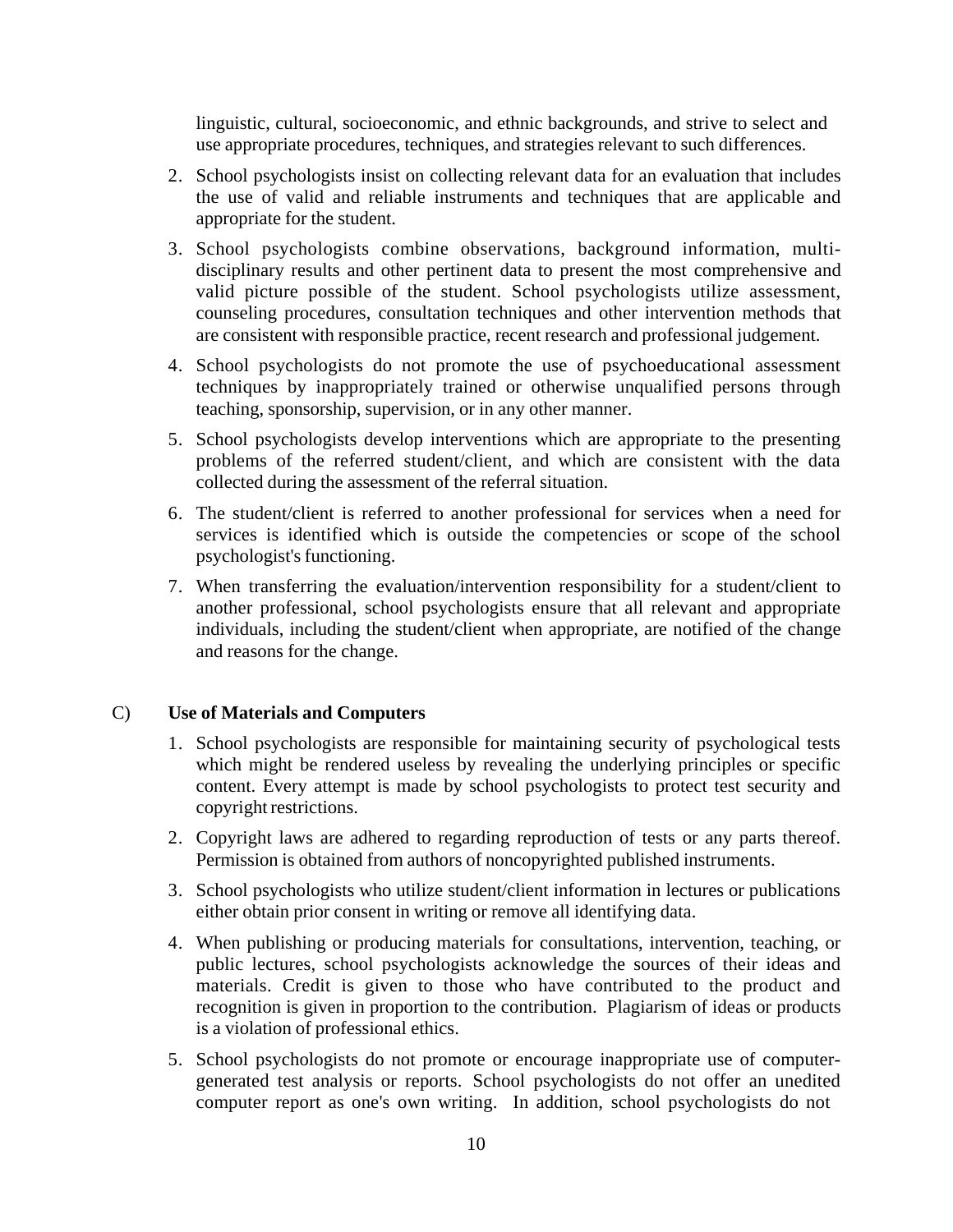linguistic, cultural, socioeconomic, and ethnic backgrounds, and strive to select and use appropriate procedures, techniques, and strategies relevant to such differences.

2. School psychologists insist on collecting relevant data for an evaluation that includes the use of valid and reliable instruments and techniques that are applicable and appropriate for the student.
3. School psychologists combine observations, background information, multi-disciplinary results and other pertinent data to present the most comprehensive and valid picture possible of the student. School psychologists utilize assessment, counseling procedures, consultation techniques and other intervention methods that are consistent with responsible practice, recent research and professional judgement.
4. School psychologists do not promote the use of psychoeducational assessment techniques by inappropriately trained or otherwise unqualified persons through teaching, sponsorship, supervision, or in any other manner.
5. School psychologists develop interventions which are appropriate to the presenting problems of the referred student/client, and which are consistent with the data collected during the assessment of the referral situation.
6. The student/client is referred to another professional for services when a need for services is identified which is outside the competencies or scope of the school psychologist's functioning.
7. When transferring the evaluation/intervention responsibility for a student/client to another professional, school psychologists ensure that all relevant and appropriate individuals, including the student/client when appropriate, are notified of the change and reasons for the change.

C) **Use of Materials and Computers**

1. School psychologists are responsible for maintaining security of psychological tests which might be rendered useless by revealing the underlying principles or specific content. Every attempt is made by school psychologists to protect test security and copyright restrictions.
2. Copyright laws are adhered to regarding reproduction of tests or any parts thereof. Permission is obtained from authors of noncopyrighted published instruments.
3. School psychologists who utilize student/client information in lectures or publications either obtain prior consent in writing or remove all identifying data.
4. When publishing or producing materials for consultations, intervention, teaching, or public lectures, school psychologists acknowledge the sources of their ideas and materials. Credit is given to those who have contributed to the product and recognition is given in proportion to the contribution. Plagiarism of ideas or products is a violation of professional ethics.
5. School psychologists do not promote or encourage inappropriate use of computer-generated test analysis or reports. School psychologists do not offer an unedited computer report as one's own writing. In addition, school psychologists do not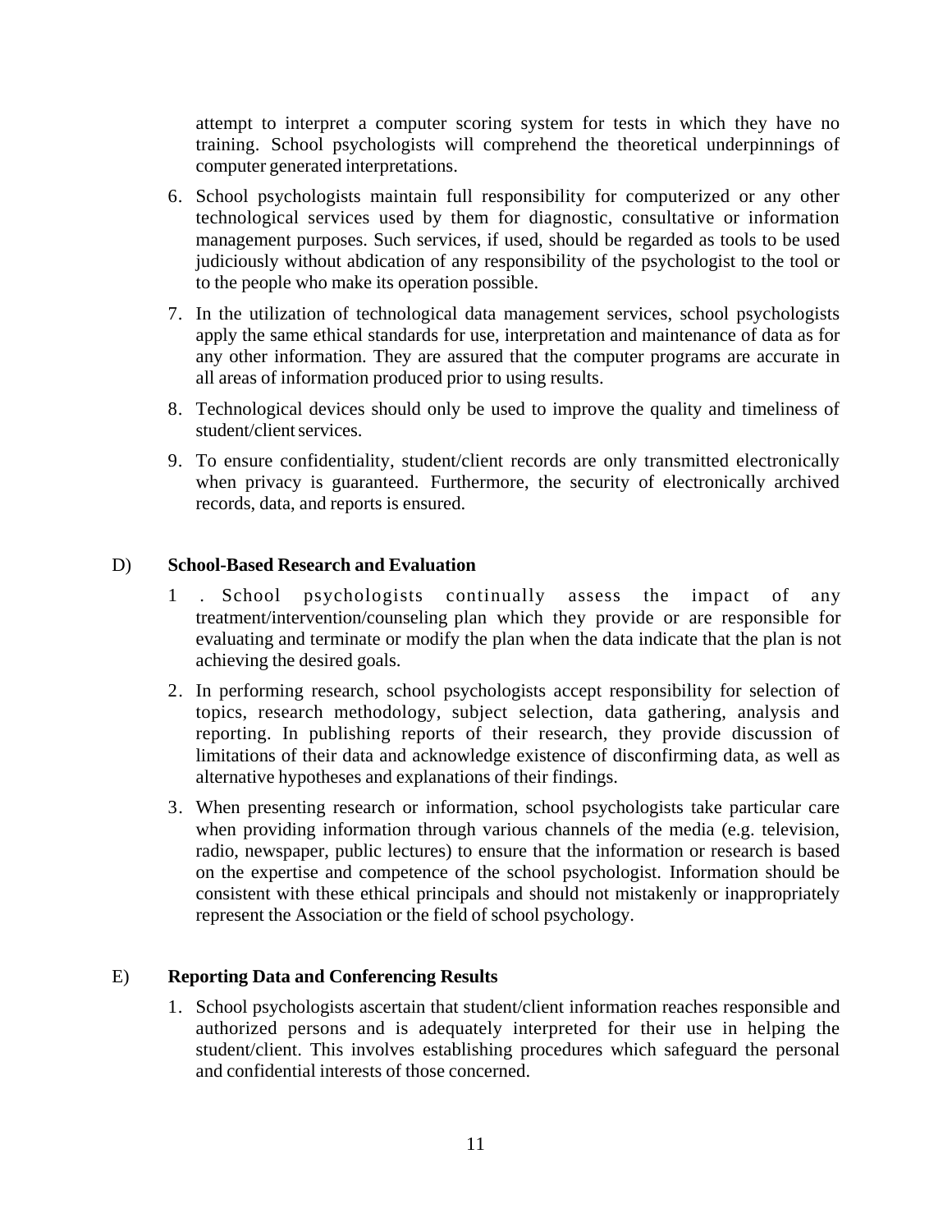attempt to interpret a computer scoring system for tests in which they have no training. School psychologists will comprehend the theoretical underpinnings of computer generated interpretations.

6. School psychologists maintain full responsibility for computerized or any other technological services used by them for diagnostic, consultative or information management purposes. Such services, if used, should be regarded as tools to be used judiciously without abdication of any responsibility of the psychologist to the tool or to the people who make its operation possible.
7. In the utilization of technological data management services, school psychologists apply the same ethical standards for use, interpretation and maintenance of data as for any other information. They are assured that the computer programs are accurate in all areas of information produced prior to using results.
8. Technological devices should only be used to improve the quality and timeliness of student/client services.
9. To ensure confidentiality, student/client records are only transmitted electronically when privacy is guaranteed. Furthermore, the security of electronically archived records, data, and reports is ensured.

D) **School-Based Research and Evaluation**

1. School psychologists continually assess the impact of any treatment/intervention/counseling plan which they provide or are responsible for evaluating and terminate or modify the plan when the data indicate that the plan is not achieving the desired goals.
2. In performing research, school psychologists accept responsibility for selection of topics, research methodology, subject selection, data gathering, analysis and reporting. In publishing reports of their research, they provide discussion of limitations of their data and acknowledge existence of disconfirming data, as well as alternative hypotheses and explanations of their findings.
3. When presenting research or information, school psychologists take particular care when providing information through various channels of the media (e.g. television, radio, newspaper, public lectures) to ensure that the information or research is based on the expertise and competence of the school psychologist. Information should be consistent with these ethical principals and should not mistakenly or inappropriately represent the Association or the field of school psychology.

E) **Reporting Data and Conferencing Results**

1. School psychologists ascertain that student/client information reaches responsible and authorized persons and is adequately interpreted for their use in helping the student/client. This involves establishing procedures which safeguard the personal and confidential interests of those concerned.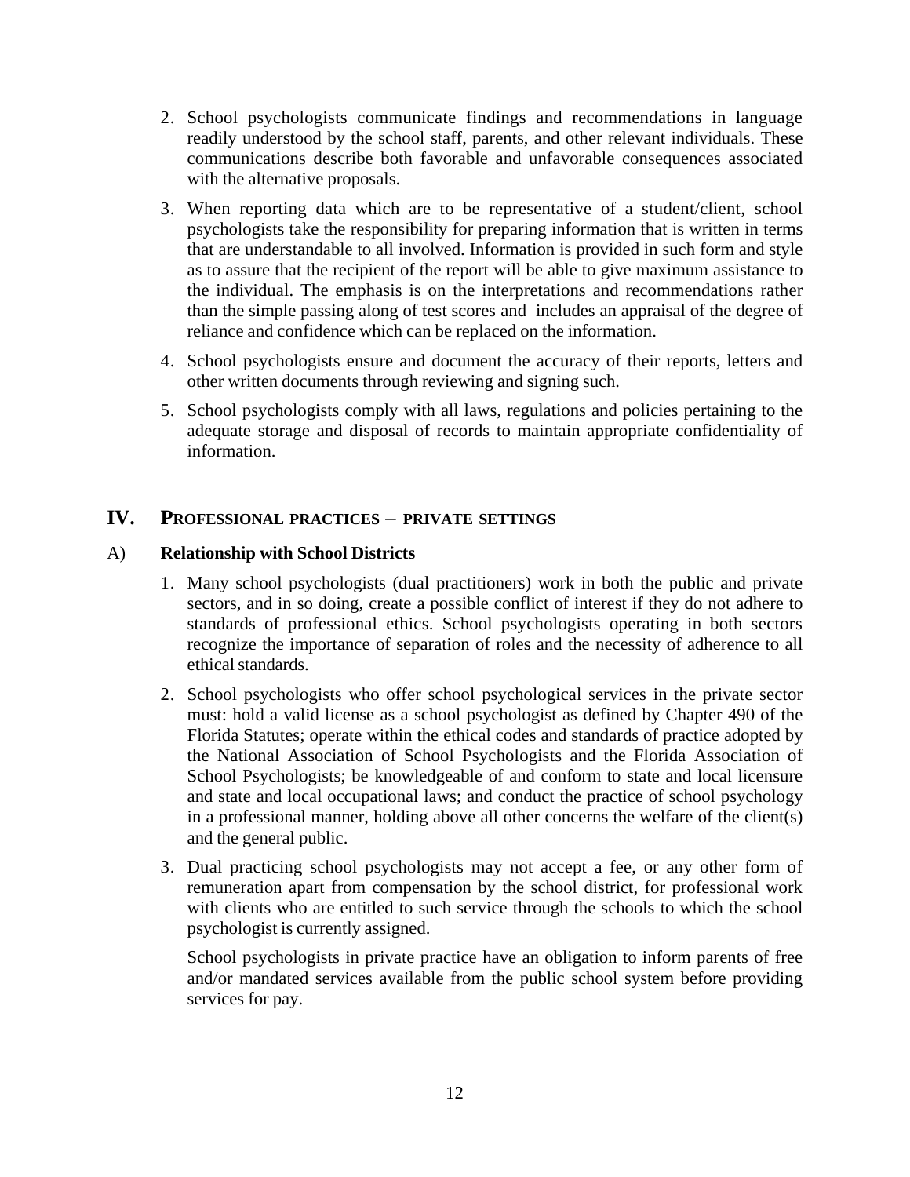2. School psychologists communicate findings and recommendations in language readily understood by the school staff, parents, and other relevant individuals. These communications describe both favorable and unfavorable consequences associated with the alternative proposals.

3. When reporting data which are to be representative of a student/client, school psychologists take the responsibility for preparing information that is written in terms that are understandable to all involved. Information is provided in such form and style as to assure that the recipient of the report will be able to give maximum assistance to the individual. The emphasis is on the interpretations and recommendations rather than the simple passing along of test scores and includes an appraisal of the degree of reliance and confidence which can be replaced on the information.

4. School psychologists ensure and document the accuracy of their reports, letters and other written documents through reviewing and signing such.

5. School psychologists comply with all laws, regulations and policies pertaining to the adequate storage and disposal of records to maintain appropriate confidentiality of information.

## IV. Professional practices – private settings

### A) Relationship with School Districts

1. Many school psychologists (dual practitioners) work in both the public and private sectors, and in so doing, create a possible conflict of interest if they do not adhere to standards of professional ethics. School psychologists operating in both sectors recognize the importance of separation of roles and the necessity of adherence to all ethical standards.

2. School psychologists who offer school psychological services in the private sector must: hold a valid license as a school psychologist as defined by Chapter 490 of the Florida Statutes; operate within the ethical codes and standards of practice adopted by the National Association of School Psychologists and the Florida Association of School Psychologists; be knowledgeable of and conform to state and local licensure and state and local occupational laws; and conduct the practice of school psychology in a professional manner, holding above all other concerns the welfare of the client(s) and the general public.

3. Dual practicing school psychologists may not accept a fee, or any other form of remuneration apart from compensation by the school district, for professional work with clients who are entitled to such service through the schools to which the school psychologist is currently assigned.

   School psychologists in private practice have an obligation to inform parents of free and/or mandated services available from the public school system before providing services for pay.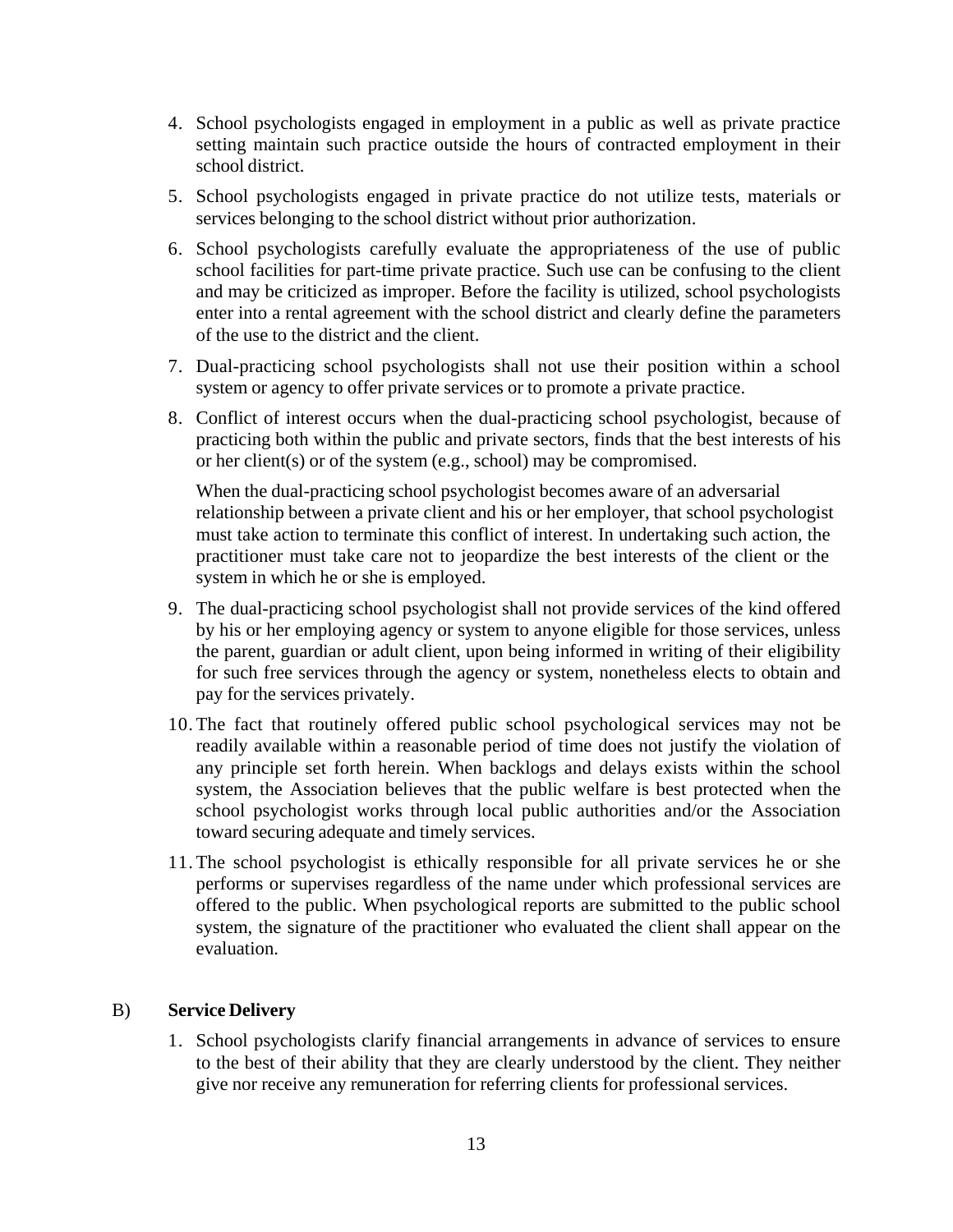4. School psychologists engaged in employment in a public as well as private practice setting maintain such practice outside the hours of contracted employment in their school district.

5. School psychologists engaged in private practice do not utilize tests, materials or services belonging to the school district without prior authorization.

6. School psychologists carefully evaluate the appropriateness of the use of public school facilities for part-time private practice. Such use can be confusing to the client and may be criticized as improper. Before the facility is utilized, school psychologists enter into a rental agreement with the school district and clearly define the parameters of the use to the district and the client.

7. Dual-practicing school psychologists shall not use their position within a school system or agency to offer private services or to promote a private practice.

8. Conflict of interest occurs when the dual-practicing school psychologist, because of practicing both within the public and private sectors, finds that the best interests of his or her client(s) or of the system (e.g., school) may be compromised.

   When the dual-practicing school psychologist becomes aware of an adversarial relationship between a private client and his or her employer, that school psychologist must take action to terminate this conflict of interest. In undertaking such action, the practitioner must take care not to jeopardize the best interests of the client or the system in which he or she is employed.

9. The dual-practicing school psychologist shall not provide services of the kind offered by his or her employing agency or system to anyone eligible for those services, unless the parent, guardian or adult client, upon being informed in writing of their eligibility for such free services through the agency or system, nonetheless elects to obtain and pay for the services privately.

10. The fact that routinely offered public school psychological services may not be readily available within a reasonable period of time does not justify the violation of any principle set forth herein. When backlogs and delays exists within the school system, the Association believes that the public welfare is best protected when the school psychologist works through local public authorities and/or the Association toward securing adequate and timely services.

11. The school psychologist is ethically responsible for all private services he or she performs or supervises regardless of the name under which professional services are offered to the public. When psychological reports are submitted to the public school system, the signature of the practitioner who evaluated the client shall appear on the evaluation.

B) **Service Delivery**

1. School psychologists clarify financial arrangements in advance of services to ensure to the best of their ability that they are clearly understood by the client. They neither give nor receive any remuneration for referring clients for professional services.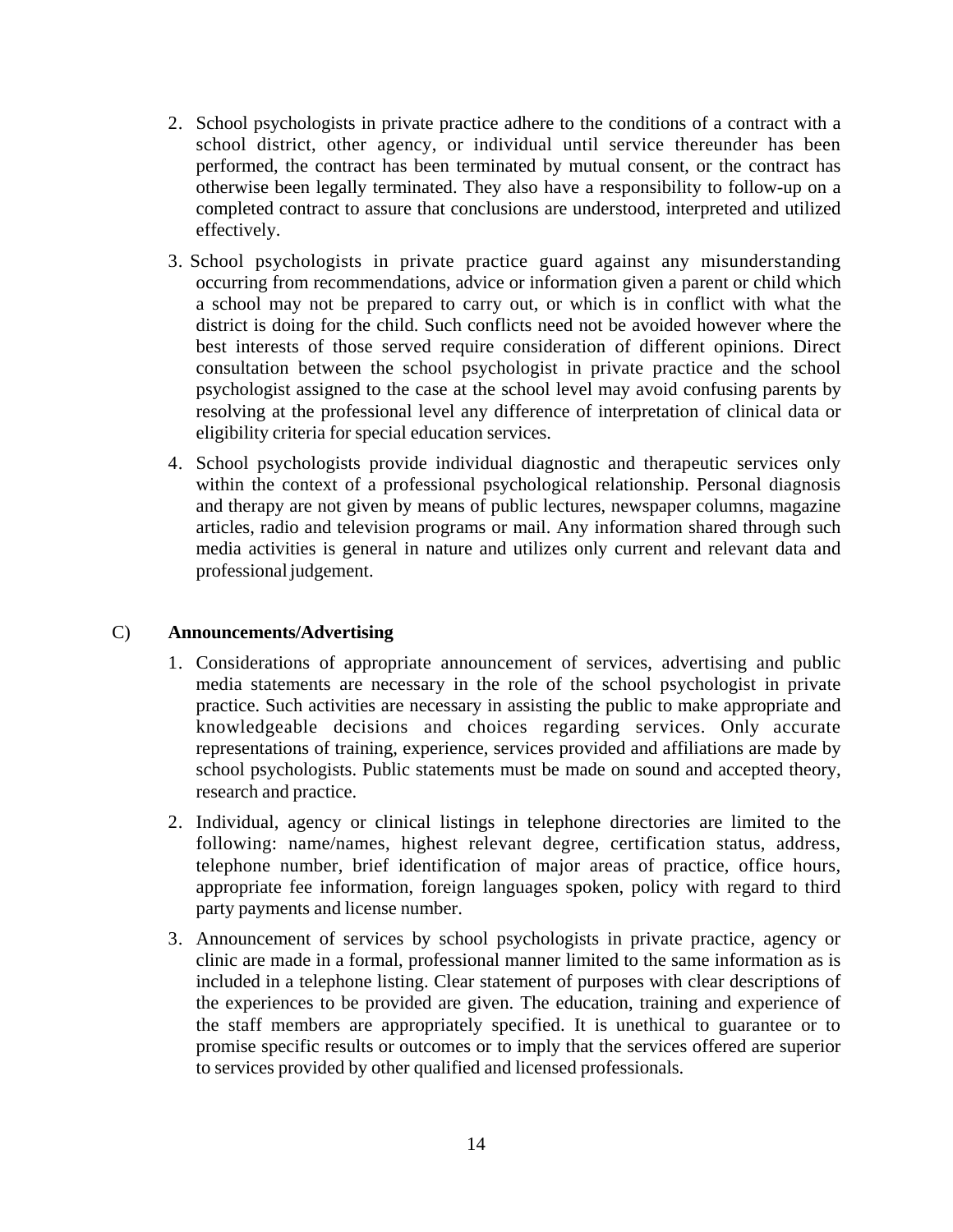2. School psychologists in private practice adhere to the conditions of a contract with a school district, other agency, or individual until service thereunder has been performed, the contract has been terminated by mutual consent, or the contract has otherwise been legally terminated. They also have a responsibility to follow-up on a completed contract to assure that conclusions are understood, interpreted and utilized effectively.

3. School psychologists in private practice guard against any misunderstanding occurring from recommendations, advice or information given a parent or child which a school may not be prepared to carry out, or which is in conflict with what the district is doing for the child. Such conflicts need not be avoided however where the best interests of those served require consideration of different opinions. Direct consultation between the school psychologist in private practice and the school psychologist assigned to the case at the school level may avoid confusing parents by resolving at the professional level any difference of interpretation of clinical data or eligibility criteria for special education services.

4. School psychologists provide individual diagnostic and therapeutic services only within the context of a professional psychological relationship. Personal diagnosis and therapy are not given by means of public lectures, newspaper columns, magazine articles, radio and television programs or mail. Any information shared through such media activities is general in nature and utilizes only current and relevant data and professional judgement.

C) **Announcements/Advertising**

1. Considerations of appropriate announcement of services, advertising and public media statements are necessary in the role of the school psychologist in private practice. Such activities are necessary in assisting the public to make appropriate and knowledgeable decisions and choices regarding services. Only accurate representations of training, experience, services provided and affiliations are made by school psychologists. Public statements must be made on sound and accepted theory, research and practice.

2. Individual, agency or clinical listings in telephone directories are limited to the following: name/names, highest relevant degree, certification status, address, telephone number, brief identification of major areas of practice, office hours, appropriate fee information, foreign languages spoken, policy with regard to third party payments and license number.

3. Announcement of services by school psychologists in private practice, agency or clinic are made in a formal, professional manner limited to the same information as is included in a telephone listing. Clear statement of purposes with clear descriptions of the experiences to be provided are given. The education, training and experience of the staff members are appropriately specified. It is unethical to guarantee or to promise specific results or outcomes or to imply that the services offered are superior to services provided by other qualified and licensed professionals.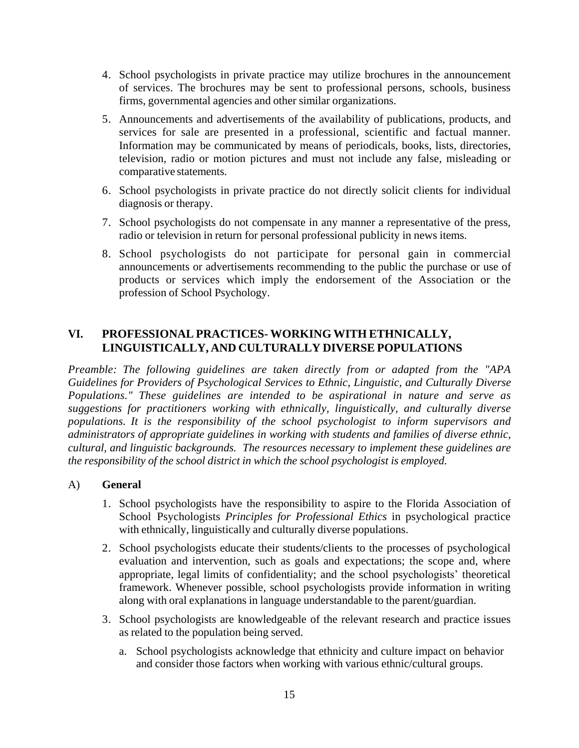4. School psychologists in private practice may utilize brochures in the announcement of services. The brochures may be sent to professional persons, schools, business firms, governmental agencies and other similar organizations.
5. Announcements and advertisements of the availability of publications, products, and services for sale are presented in a professional, scientific and factual manner. Information may be communicated by means of periodicals, books, lists, directories, television, radio or motion pictures and must not include any false, misleading or comparative statements.
6. School psychologists in private practice do not directly solicit clients for individual diagnosis or therapy.
7. School psychologists do not compensate in any manner a representative of the press, radio or television in return for personal professional publicity in news items.
8. School psychologists do not participate for personal gain in commercial announcements or advertisements recommending to the public the purchase or use of products or services which imply the endorsement of the Association or the profession of School Psychology.

## VI. PROFESSIONAL PRACTICES- WORKING WITH ETHNICALLY, LINGUISTICALLY, AND CULTURALLY DIVERSE POPULATIONS

*Preamble: The following guidelines are taken directly from or adapted from the "APA Guidelines for Providers of Psychological Services to Ethnic, Linguistic, and Culturally Diverse Populations." These guidelines are intended to be aspirational in nature and serve as suggestions for practitioners working with ethnically, linguistically, and culturally diverse populations. It is the responsibility of the school psychologist to inform supervisors and administrators of appropriate guidelines in working with students and families of diverse ethnic, cultural, and linguistic backgrounds. The resources necessary to implement these guidelines are the responsibility of the school district in which the school psychologist is employed.*

A) **General**

1. School psychologists have the responsibility to aspire to the Florida Association of School Psychologists *Principles for Professional Ethics* in psychological practice with ethnically, linguistically and culturally diverse populations.
2. School psychologists educate their students/clients to the processes of psychological evaluation and intervention, such as goals and expectations; the scope and, where appropriate, legal limits of confidentiality; and the school psychologists' theoretical framework. Whenever possible, school psychologists provide information in writing along with oral explanations in language understandable to the parent/guardian.
3. School psychologists are knowledgeable of the relevant research and practice issues as related to the population being served.
   a. School psychologists acknowledge that ethnicity and culture impact on behavior and consider those factors when working with various ethnic/cultural groups.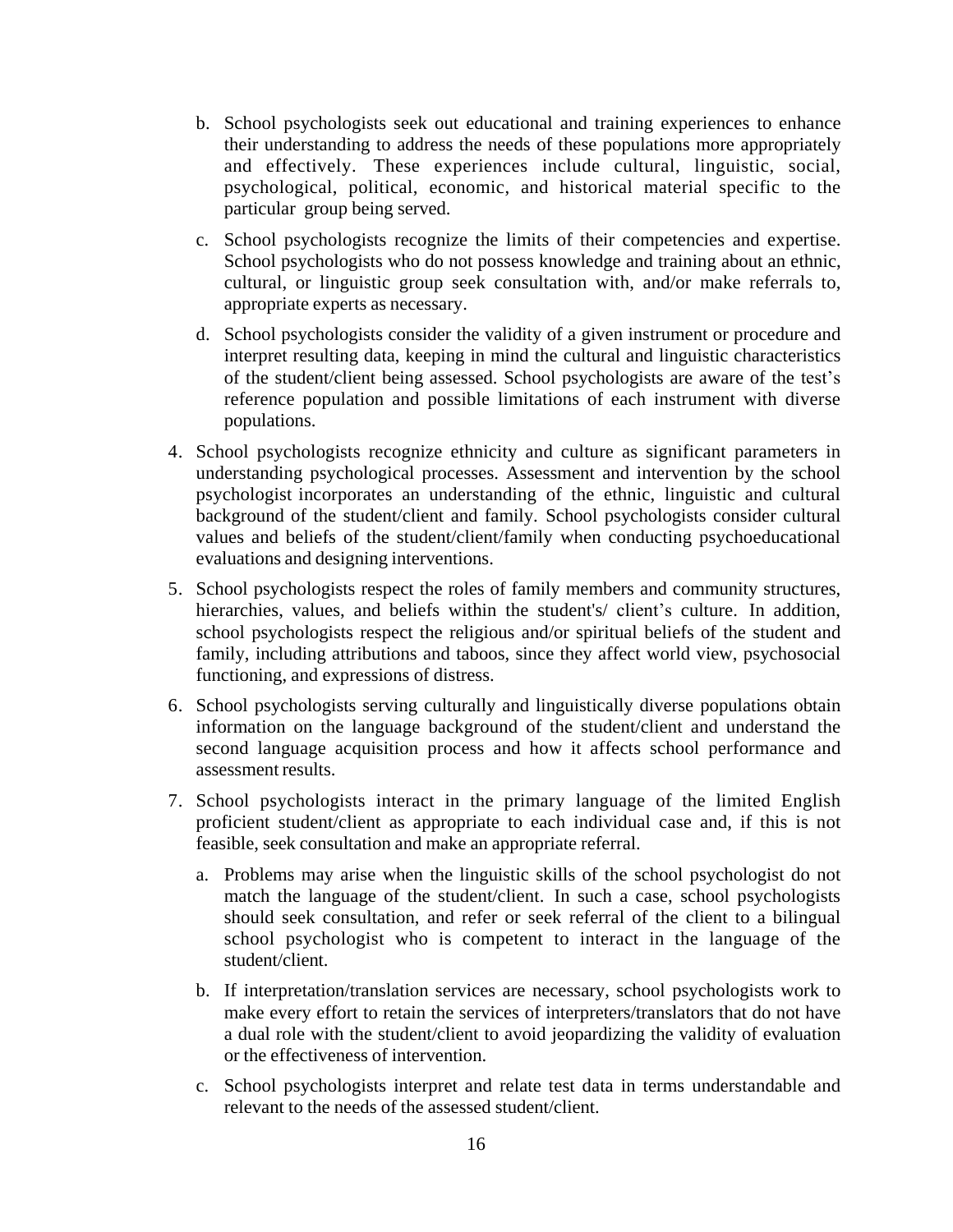b. School psychologists seek out educational and training experiences to enhance their understanding to address the needs of these populations more appropriately and effectively. These experiences include cultural, linguistic, social, psychological, political, economic, and historical material specific to the particular group being served.

   c. School psychologists recognize the limits of their competencies and expertise. School psychologists who do not possess knowledge and training about an ethnic, cultural, or linguistic group seek consultation with, and/or make referrals to, appropriate experts as necessary.

   d. School psychologists consider the validity of a given instrument or procedure and interpret resulting data, keeping in mind the cultural and linguistic characteristics of the student/client being assessed. School psychologists are aware of the test's reference population and possible limitations of each instrument with diverse populations.

4. School psychologists recognize ethnicity and culture as significant parameters in understanding psychological processes. Assessment and intervention by the school psychologist incorporates an understanding of the ethnic, linguistic and cultural background of the student/client and family. School psychologists consider cultural values and beliefs of the student/client/family when conducting psychoeducational evaluations and designing interventions.

5. School psychologists respect the roles of family members and community structures, hierarchies, values, and beliefs within the student's/ client's culture. In addition, school psychologists respect the religious and/or spiritual beliefs of the student and family, including attributions and taboos, since they affect world view, psychosocial functioning, and expressions of distress.

6. School psychologists serving culturally and linguistically diverse populations obtain information on the language background of the student/client and understand the second language acquisition process and how it affects school performance and assessment results.

7. School psychologists interact in the primary language of the limited English proficient student/client as appropriate to each individual case and, if this is not feasible, seek consultation and make an appropriate referral.

   a. Problems may arise when the linguistic skills of the school psychologist do not match the language of the student/client. In such a case, school psychologists should seek consultation, and refer or seek referral of the client to a bilingual school psychologist who is competent to interact in the language of the student/client.

   b. If interpretation/translation services are necessary, school psychologists work to make every effort to retain the services of interpreters/translators that do not have a dual role with the student/client to avoid jeopardizing the validity of evaluation or the effectiveness of intervention.

   c. School psychologists interpret and relate test data in terms understandable and relevant to the needs of the assessed student/client.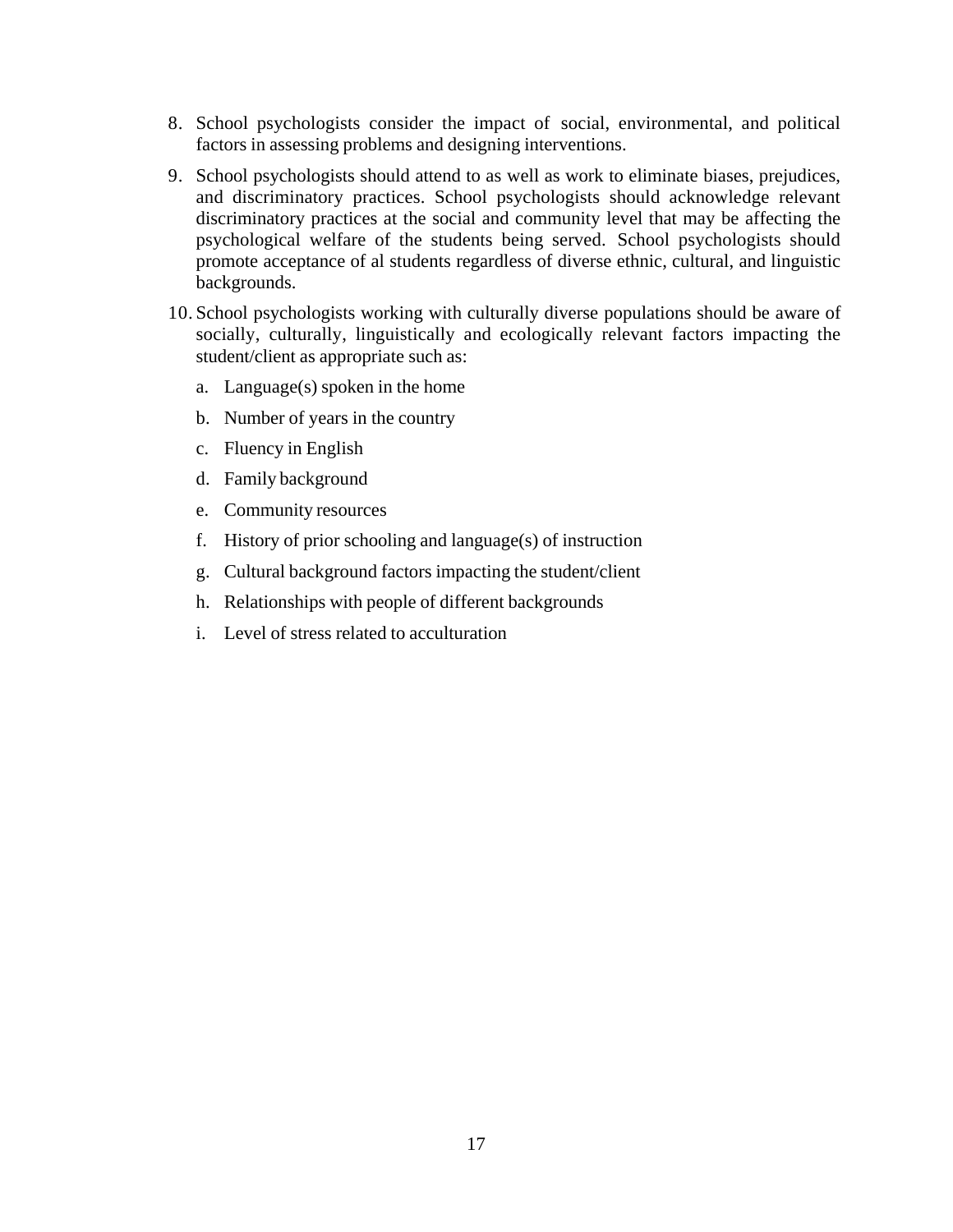8. School psychologists consider the impact of social, environmental, and political factors in assessing problems and designing interventions.

9. School psychologists should attend to as well as work to eliminate biases, prejudices, and discriminatory practices. School psychologists should acknowledge relevant discriminatory practices at the social and community level that may be affecting the psychological welfare of the students being served. School psychologists should promote acceptance of al students regardless of diverse ethnic, cultural, and linguistic backgrounds.

10. School psychologists working with culturally diverse populations should be aware of socially, culturally, linguistically and ecologically relevant factors impacting the student/client as appropriate such as:

    a. Language(s) spoken in the home

    b. Number of years in the country

    c. Fluency in English

    d. Family background

    e. Community resources

    f. History of prior schooling and language(s) of instruction

    g. Cultural background factors impacting the student/client

    h. Relationships with people of different backgrounds

    i. Level of stress related to acculturation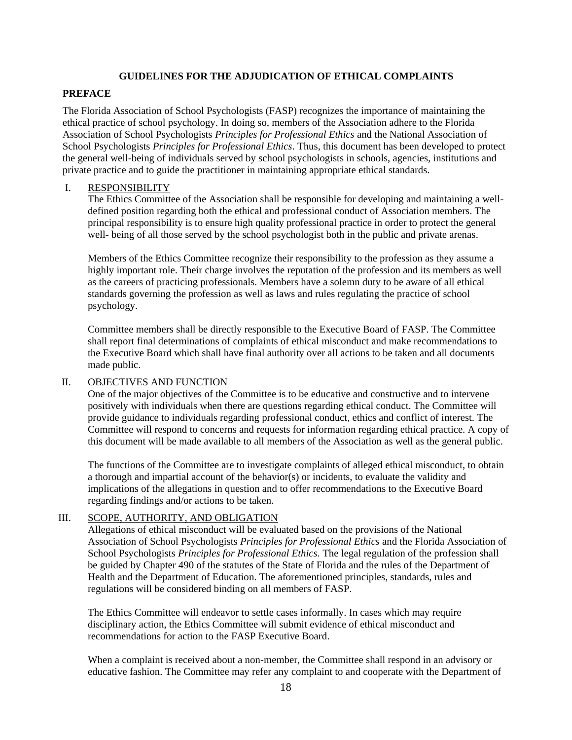# GUIDELINES FOR THE ADJUDICATION OF ETHICAL COMPLAINTS

## PREFACE

The Florida Association of School Psychologists (FASP) recognizes the importance of maintaining the ethical practice of school psychology. In doing so, members of the Association adhere to the Florida Association of School Psychologists *Principles for Professional Ethics* and the National Association of School Psychologists *Principles for Professional Ethics*. Thus, this document has been developed to protect the general well-being of individuals served by school psychologists in schools, agencies, institutions and private practice and to guide the practitioner in maintaining appropriate ethical standards.

## I. RESPONSIBILITY

The Ethics Committee of the Association shall be responsible for developing and maintaining a well-defined position regarding both the ethical and professional conduct of Association members. The principal responsibility is to ensure high quality professional practice in order to protect the general well- being of all those served by the school psychologist both in the public and private arenas.

Members of the Ethics Committee recognize their responsibility to the profession as they assume a highly important role. Their charge involves the reputation of the profession and its members as well as the careers of practicing professionals. Members have a solemn duty to be aware of all ethical standards governing the profession as well as laws and rules regulating the practice of school psychology.

Committee members shall be directly responsible to the Executive Board of FASP. The Committee shall report final determinations of complaints of ethical misconduct and make recommendations to the Executive Board which shall have final authority over all actions to be taken and all documents made public.

## II. OBJECTIVES AND FUNCTION

One of the major objectives of the Committee is to be educative and constructive and to intervene positively with individuals when there are questions regarding ethical conduct. The Committee will provide guidance to individuals regarding professional conduct, ethics and conflict of interest. The Committee will respond to concerns and requests for information regarding ethical practice. A copy of this document will be made available to all members of the Association as well as the general public.

The functions of the Committee are to investigate complaints of alleged ethical misconduct, to obtain a thorough and impartial account of the behavior(s) or incidents, to evaluate the validity and implications of the allegations in question and to offer recommendations to the Executive Board regarding findings and/or actions to be taken.

## III. SCOPE, AUTHORITY, AND OBLIGATION

Allegations of ethical misconduct will be evaluated based on the provisions of the National Association of School Psychologists *Principles for Professional Ethics* and the Florida Association of School Psychologists *Principles for Professional Ethics.* The legal regulation of the profession shall be guided by Chapter 490 of the statutes of the State of Florida and the rules of the Department of Health and the Department of Education. The aforementioned principles, standards, rules and regulations will be considered binding on all members of FASP.

The Ethics Committee will endeavor to settle cases informally. In cases which may require disciplinary action, the Ethics Committee will submit evidence of ethical misconduct and recommendations for action to the FASP Executive Board.

When a complaint is received about a non-member, the Committee shall respond in an advisory or educative fashion. The Committee may refer any complaint to and cooperate with the Department of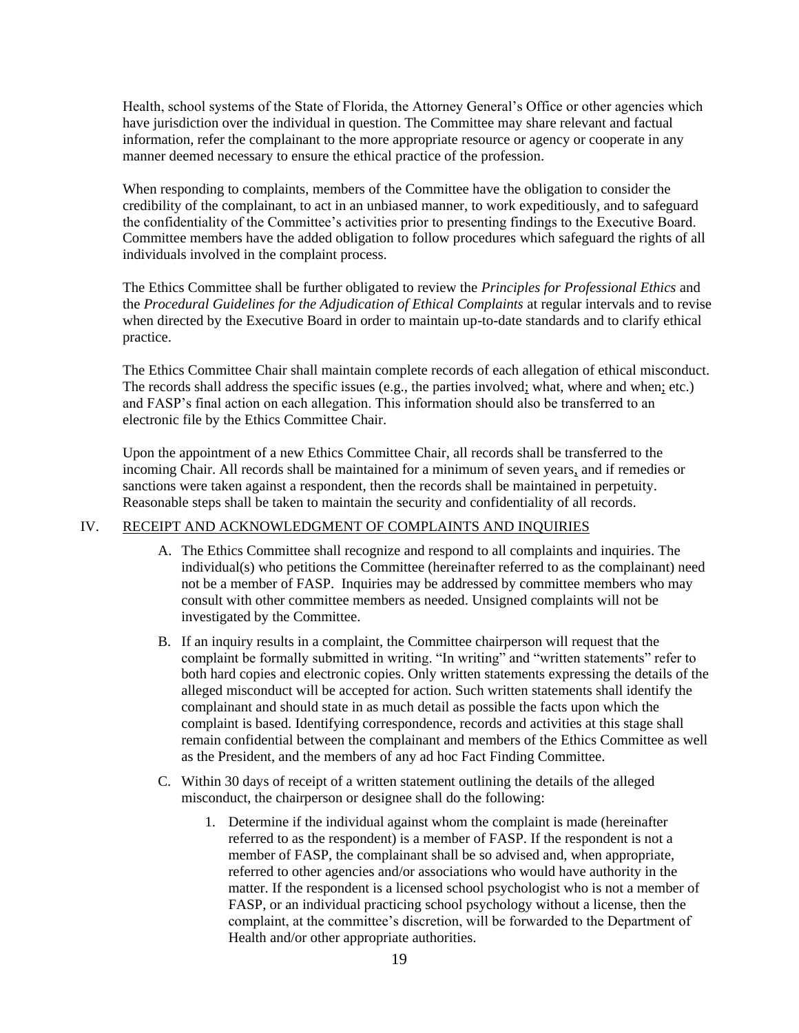Health, school systems of the State of Florida, the Attorney General's Office or other agencies which have jurisdiction over the individual in question. The Committee may share relevant and factual information, refer the complainant to the more appropriate resource or agency or cooperate in any manner deemed necessary to ensure the ethical practice of the profession.

When responding to complaints, members of the Committee have the obligation to consider the credibility of the complainant, to act in an unbiased manner, to work expeditiously, and to safeguard the confidentiality of the Committee's activities prior to presenting findings to the Executive Board. Committee members have the added obligation to follow procedures which safeguard the rights of all individuals involved in the complaint process.

The Ethics Committee shall be further obligated to review the *Principles for Professional Ethics* and the *Procedural Guidelines for the Adjudication of Ethical Complaints* at regular intervals and to revise when directed by the Executive Board in order to maintain up-to-date standards and to clarify ethical practice.

The Ethics Committee Chair shall maintain complete records of each allegation of ethical misconduct. The records shall address the specific issues (e.g., the parties involved; what, where and when; etc.) and FASP's final action on each allegation. This information should also be transferred to an electronic file by the Ethics Committee Chair.

Upon the appointment of a new Ethics Committee Chair, all records shall be transferred to the incoming Chair. All records shall be maintained for a minimum of seven years, and if remedies or sanctions were taken against a respondent, then the records shall be maintained in perpetuity. Reasonable steps shall be taken to maintain the security and confidentiality of all records.

## IV. RECEIPT AND ACKNOWLEDGMENT OF COMPLAINTS AND INQUIRIES

A. The Ethics Committee shall recognize and respond to all complaints and inquiries. The individual(s) who petitions the Committee (hereinafter referred to as the complainant) need not be a member of FASP. Inquiries may be addressed by committee members who may consult with other committee members as needed. Unsigned complaints will not be investigated by the Committee.

B. If an inquiry results in a complaint, the Committee chairperson will request that the complaint be formally submitted in writing. "In writing" and "written statements" refer to both hard copies and electronic copies. Only written statements expressing the details of the alleged misconduct will be accepted for action. Such written statements shall identify the complainant and should state in as much detail as possible the facts upon which the complaint is based. Identifying correspondence, records and activities at this stage shall remain confidential between the complainant and members of the Ethics Committee as well as the President, and the members of any ad hoc Fact Finding Committee.

C. Within 30 days of receipt of a written statement outlining the details of the alleged misconduct, the chairperson or designee shall do the following:

   1. Determine if the individual against whom the complaint is made (hereinafter referred to as the respondent) is a member of FASP. If the respondent is not a member of FASP, the complainant shall be so advised and, when appropriate, referred to other agencies and/or associations who would have authority in the matter. If the respondent is a licensed school psychologist who is not a member of FASP, or an individual practicing school psychology without a license, then the complaint, at the committee's discretion, will be forwarded to the Department of Health and/or other appropriate authorities.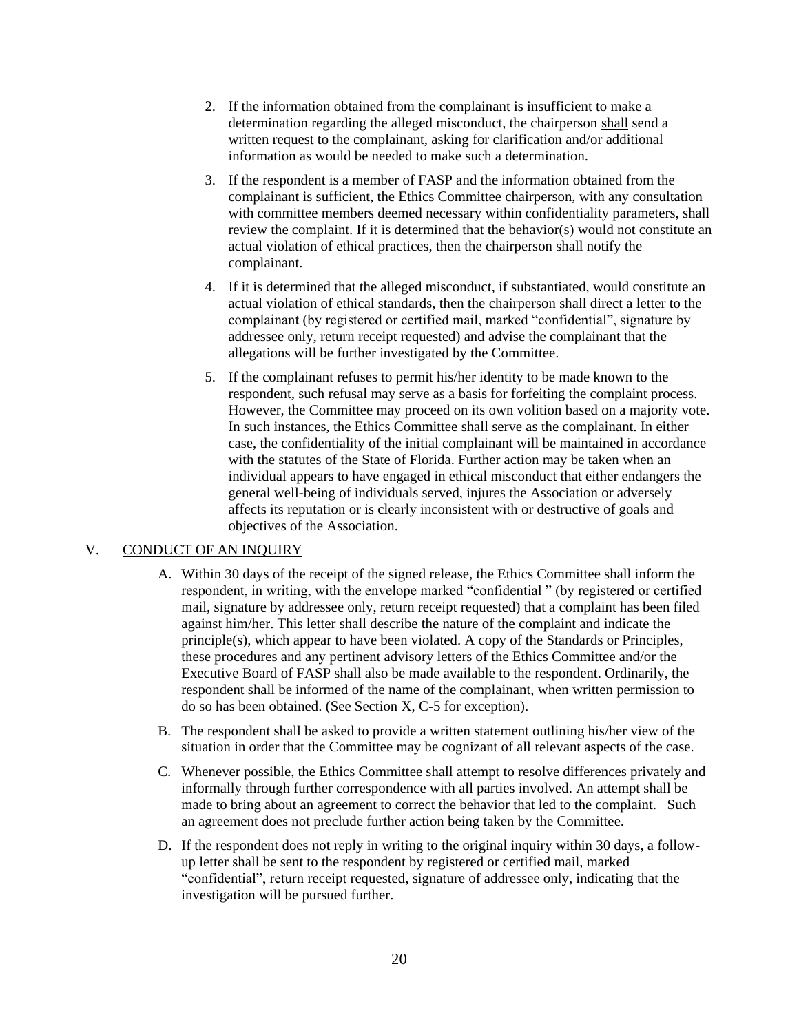2. If the information obtained from the complainant is insufficient to make a determination regarding the alleged misconduct, the chairperson <u>shall</u> send a written request to the complainant, asking for clarification and/or additional information as would be needed to make such a determination.

3. If the respondent is a member of FASP and the information obtained from the complainant is sufficient, the Ethics Committee chairperson, with any consultation with committee members deemed necessary within confidentiality parameters, shall review the complaint. If it is determined that the behavior(s) would not constitute an actual violation of ethical practices, then the chairperson shall notify the complainant.

4. If it is determined that the alleged misconduct, if substantiated, would constitute an actual violation of ethical standards, then the chairperson shall direct a letter to the complainant (by registered or certified mail, marked "confidential", signature by addressee only, return receipt requested) and advise the complainant that the allegations will be further investigated by the Committee.

5. If the complainant refuses to permit his/her identity to be made known to the respondent, such refusal may serve as a basis for forfeiting the complaint process. However, the Committee may proceed on its own volition based on a majority vote. In such instances, the Ethics Committee shall serve as the complainant. In either case, the confidentiality of the initial complainant will be maintained in accordance with the statutes of the State of Florida. Further action may be taken when an individual appears to have engaged in ethical misconduct that either endangers the general well-being of individuals served, injures the Association or adversely affects its reputation or is clearly inconsistent with or destructive of goals and objectives of the Association.

## V. <u>CONDUCT OF AN INQUIRY</u>

A. Within 30 days of the receipt of the signed release, the Ethics Committee shall inform the respondent, in writing, with the envelope marked "confidential " (by registered or certified mail, signature by addressee only, return receipt requested) that a complaint has been filed against him/her. This letter shall describe the nature of the complaint and indicate the principle(s), which appear to have been violated. A copy of the Standards or Principles, these procedures and any pertinent advisory letters of the Ethics Committee and/or the Executive Board of FASP shall also be made available to the respondent. Ordinarily, the respondent shall be informed of the name of the complainant, when written permission to do so has been obtained. (See Section X, C-5 for exception).

B. The respondent shall be asked to provide a written statement outlining his/her view of the situation in order that the Committee may be cognizant of all relevant aspects of the case.

C. Whenever possible, the Ethics Committee shall attempt to resolve differences privately and informally through further correspondence with all parties involved. An attempt shall be made to bring about an agreement to correct the behavior that led to the complaint. Such an agreement does not preclude further action being taken by the Committee.

D. If the respondent does not reply in writing to the original inquiry within 30 days, a follow-up letter shall be sent to the respondent by registered or certified mail, marked "confidential", return receipt requested, signature of addressee only, indicating that the investigation will be pursued further.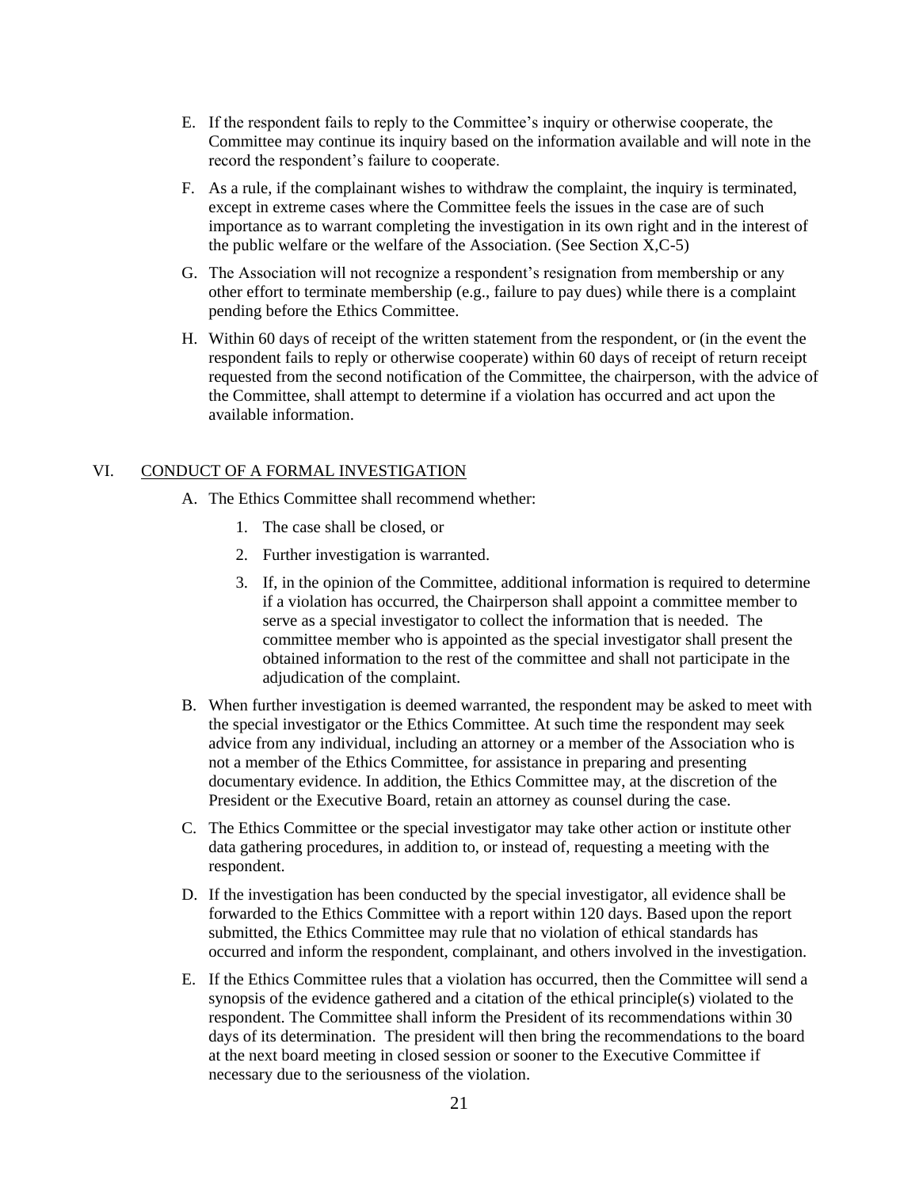E. If the respondent fails to reply to the Committee's inquiry or otherwise cooperate, the Committee may continue its inquiry based on the information available and will note in the record the respondent's failure to cooperate.

F. As a rule, if the complainant wishes to withdraw the complaint, the inquiry is terminated, except in extreme cases where the Committee feels the issues in the case are of such importance as to warrant completing the investigation in its own right and in the interest of the public welfare or the welfare of the Association. (See Section X,C-5)

G. The Association will not recognize a respondent's resignation from membership or any other effort to terminate membership (e.g., failure to pay dues) while there is a complaint pending before the Ethics Committee.

H. Within 60 days of receipt of the written statement from the respondent, or (in the event the respondent fails to reply or otherwise cooperate) within 60 days of receipt of return receipt requested from the second notification of the Committee, the chairperson, with the advice of the Committee, shall attempt to determine if a violation has occurred and act upon the available information.

## VI. CONDUCT OF A FORMAL INVESTIGATION

A. The Ethics Committee shall recommend whether:

1. The case shall be closed, or
2. Further investigation is warranted.
3. If, in the opinion of the Committee, additional information is required to determine if a violation has occurred, the Chairperson shall appoint a committee member to serve as a special investigator to collect the information that is needed. The committee member who is appointed as the special investigator shall present the obtained information to the rest of the committee and shall not participate in the adjudication of the complaint.

B. When further investigation is deemed warranted, the respondent may be asked to meet with the special investigator or the Ethics Committee. At such time the respondent may seek advice from any individual, including an attorney or a member of the Association who is not a member of the Ethics Committee, for assistance in preparing and presenting documentary evidence. In addition, the Ethics Committee may, at the discretion of the President or the Executive Board, retain an attorney as counsel during the case.

C. The Ethics Committee or the special investigator may take other action or institute other data gathering procedures, in addition to, or instead of, requesting a meeting with the respondent.

D. If the investigation has been conducted by the special investigator, all evidence shall be forwarded to the Ethics Committee with a report within 120 days. Based upon the report submitted, the Ethics Committee may rule that no violation of ethical standards has occurred and inform the respondent, complainant, and others involved in the investigation.

E. If the Ethics Committee rules that a violation has occurred, then the Committee will send a synopsis of the evidence gathered and a citation of the ethical principle(s) violated to the respondent. The Committee shall inform the President of its recommendations within 30 days of its determination. The president will then bring the recommendations to the board at the next board meeting in closed session or sooner to the Executive Committee if necessary due to the seriousness of the violation.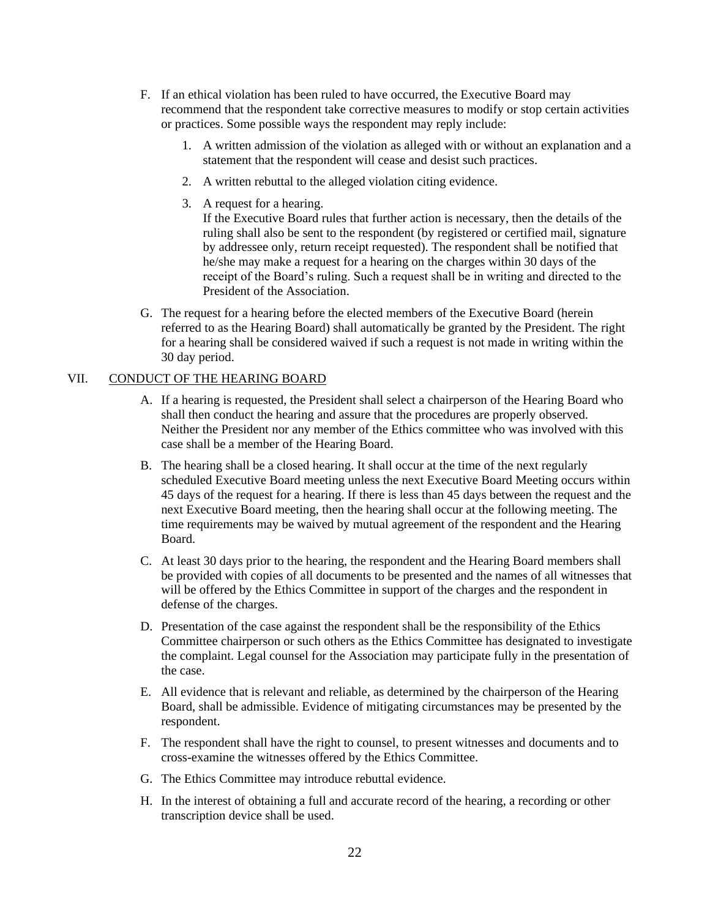F. If an ethical violation has been ruled to have occurred, the Executive Board may recommend that the respondent take corrective measures to modify or stop certain activities or practices. Some possible ways the respondent may reply include:

   1. A written admission of the violation as alleged with or without an explanation and a statement that the respondent will cease and desist such practices.

   2. A written rebuttal to the alleged violation citing evidence.

   3. A request for a hearing.
      If the Executive Board rules that further action is necessary, then the details of the ruling shall also be sent to the respondent (by registered or certified mail, signature by addressee only, return receipt requested). The respondent shall be notified that he/she may make a request for a hearing on the charges within 30 days of the receipt of the Board's ruling. Such a request shall be in writing and directed to the President of the Association.

G. The request for a hearing before the elected members of the Executive Board (herein referred to as the Hearing Board) shall automatically be granted by the President. The right for a hearing shall be considered waived if such a request is not made in writing within the 30 day period.

## VII. CONDUCT OF THE HEARING BOARD

A. If a hearing is requested, the President shall select a chairperson of the Hearing Board who shall then conduct the hearing and assure that the procedures are properly observed. Neither the President nor any member of the Ethics committee who was involved with this case shall be a member of the Hearing Board.

B. The hearing shall be a closed hearing. It shall occur at the time of the next regularly scheduled Executive Board meeting unless the next Executive Board Meeting occurs within 45 days of the request for a hearing. If there is less than 45 days between the request and the next Executive Board meeting, then the hearing shall occur at the following meeting. The time requirements may be waived by mutual agreement of the respondent and the Hearing Board.

C. At least 30 days prior to the hearing, the respondent and the Hearing Board members shall be provided with copies of all documents to be presented and the names of all witnesses that will be offered by the Ethics Committee in support of the charges and the respondent in defense of the charges.

D. Presentation of the case against the respondent shall be the responsibility of the Ethics Committee chairperson or such others as the Ethics Committee has designated to investigate the complaint. Legal counsel for the Association may participate fully in the presentation of the case.

E. All evidence that is relevant and reliable, as determined by the chairperson of the Hearing Board, shall be admissible. Evidence of mitigating circumstances may be presented by the respondent.

F. The respondent shall have the right to counsel, to present witnesses and documents and to cross-examine the witnesses offered by the Ethics Committee.

G. The Ethics Committee may introduce rebuttal evidence.

H. In the interest of obtaining a full and accurate record of the hearing, a recording or other transcription device shall be used.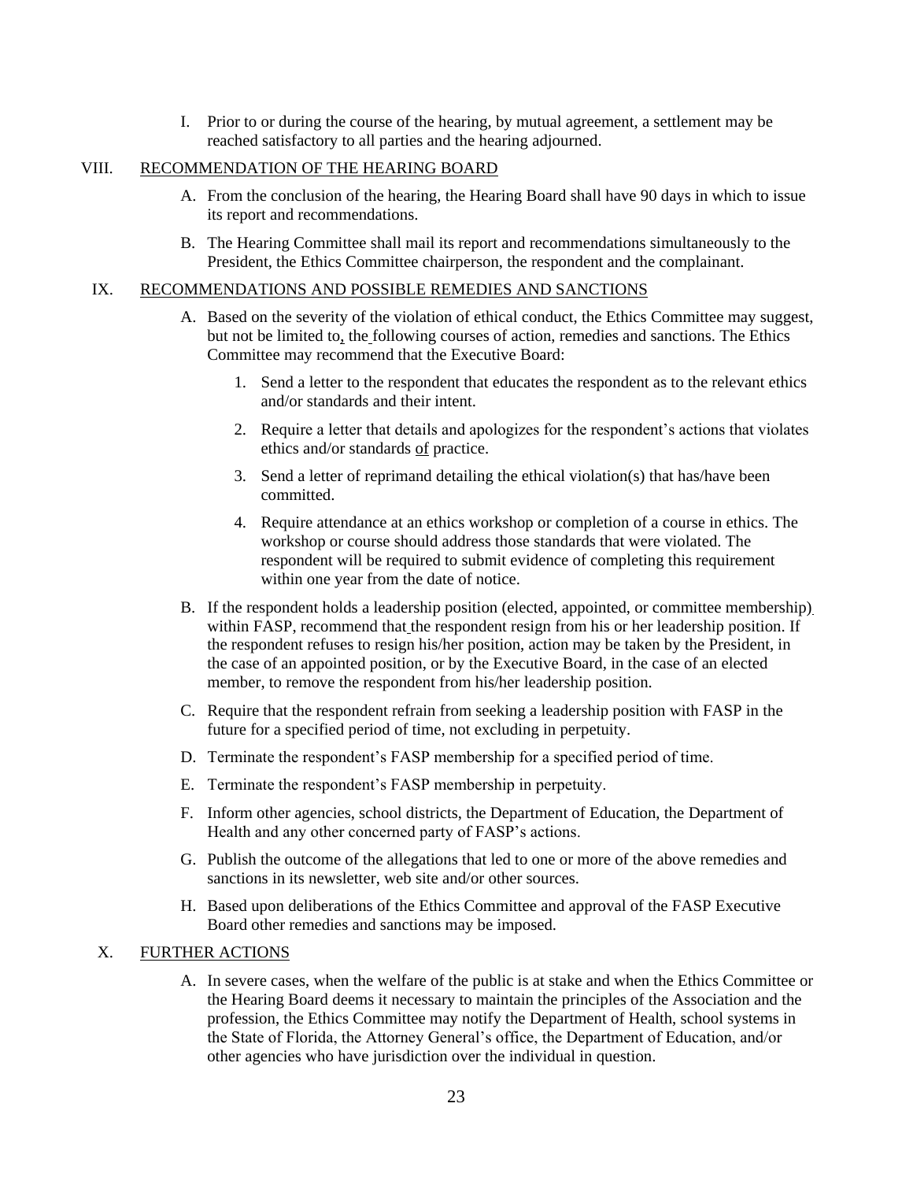I. Prior to or during the course of the hearing, by mutual agreement, a settlement may be reached satisfactory to all parties and the hearing adjourned.

## VIII. RECOMMENDATION OF THE HEARING BOARD

A. From the conclusion of the hearing, the Hearing Board shall have 90 days in which to issue its report and recommendations.

B. The Hearing Committee shall mail its report and recommendations simultaneously to the President, the Ethics Committee chairperson, the respondent and the complainant.

## IX. RECOMMENDATIONS AND POSSIBLE REMEDIES AND SANCTIONS

A. Based on the severity of the violation of ethical conduct, the Ethics Committee may suggest, but not be limited to, the following courses of action, remedies and sanctions. The Ethics Committee may recommend that the Executive Board:

1. Send a letter to the respondent that educates the respondent as to the relevant ethics and/or standards and their intent.
2. Require a letter that details and apologizes for the respondent's actions that violates ethics and/or standards of practice.
3. Send a letter of reprimand detailing the ethical violation(s) that has/have been committed.
4. Require attendance at an ethics workshop or completion of a course in ethics. The workshop or course should address those standards that were violated. The respondent will be required to submit evidence of completing this requirement within one year from the date of notice.

B. If the respondent holds a leadership position (elected, appointed, or committee membership) within FASP, recommend that the respondent resign from his or her leadership position. If the respondent refuses to resign his/her position, action may be taken by the President, in the case of an appointed position, or by the Executive Board, in the case of an elected member, to remove the respondent from his/her leadership position.

C. Require that the respondent refrain from seeking a leadership position with FASP in the future for a specified period of time, not excluding in perpetuity.

D. Terminate the respondent's FASP membership for a specified period of time.

E. Terminate the respondent's FASP membership in perpetuity.

F. Inform other agencies, school districts, the Department of Education, the Department of Health and any other concerned party of FASP's actions.

G. Publish the outcome of the allegations that led to one or more of the above remedies and sanctions in its newsletter, web site and/or other sources.

H. Based upon deliberations of the Ethics Committee and approval of the FASP Executive Board other remedies and sanctions may be imposed.

## X. FURTHER ACTIONS

A. In severe cases, when the welfare of the public is at stake and when the Ethics Committee or the Hearing Board deems it necessary to maintain the principles of the Association and the profession, the Ethics Committee may notify the Department of Health, school systems in the State of Florida, the Attorney General's office, the Department of Education, and/or other agencies who have jurisdiction over the individual in question.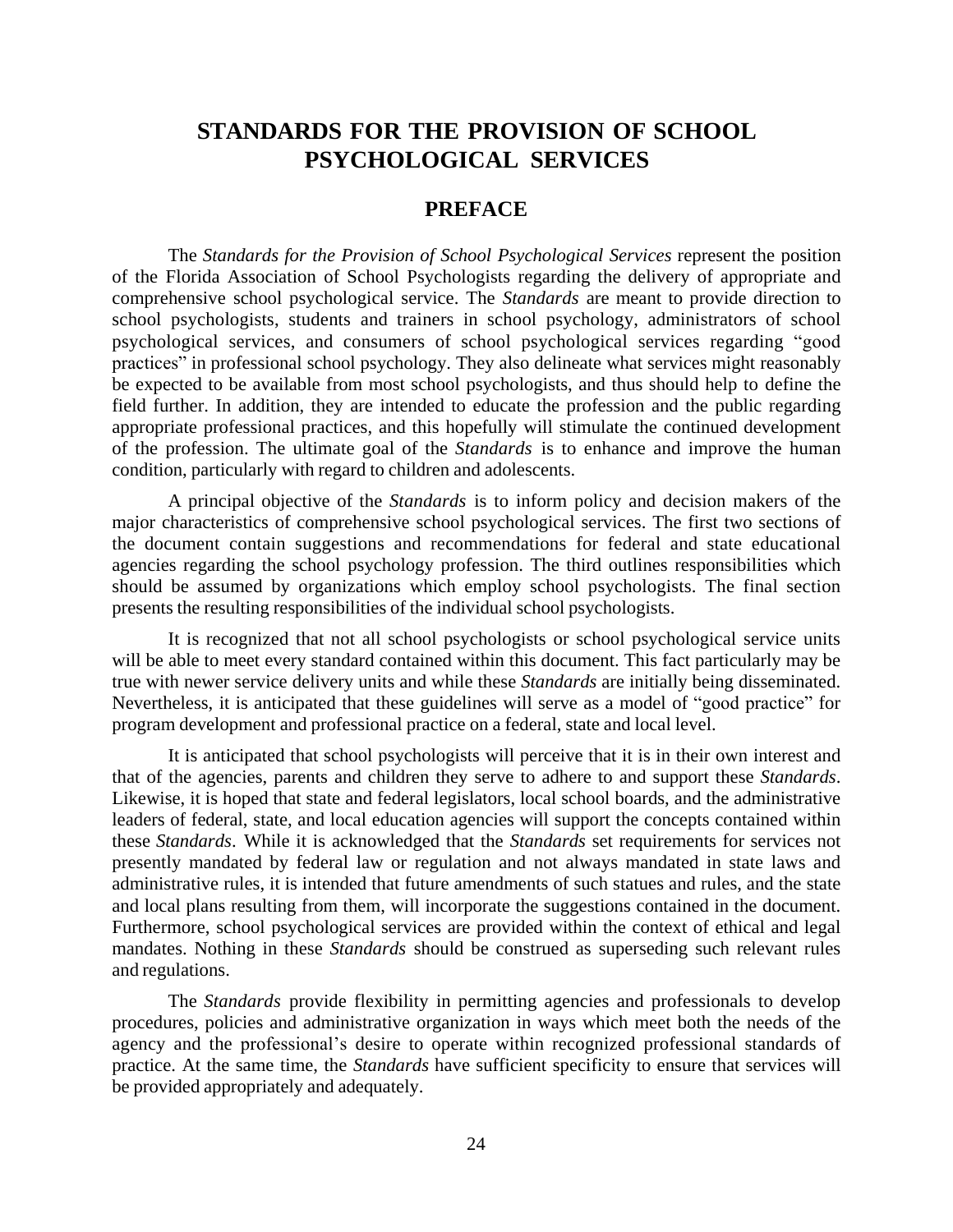# STANDARDS FOR THE PROVISION OF SCHOOL PSYCHOLOGICAL SERVICES

## PREFACE

The *Standards for the Provision of School Psychological Services* represent the position of the Florida Association of School Psychologists regarding the delivery of appropriate and comprehensive school psychological service. The *Standards* are meant to provide direction to school psychologists, students and trainers in school psychology, administrators of school psychological services, and consumers of school psychological services regarding "good practices" in professional school psychology. They also delineate what services might reasonably be expected to be available from most school psychologists, and thus should help to define the field further. In addition, they are intended to educate the profession and the public regarding appropriate professional practices, and this hopefully will stimulate the continued development of the profession. The ultimate goal of the *Standards* is to enhance and improve the human condition, particularly with regard to children and adolescents.

A principal objective of the *Standards* is to inform policy and decision makers of the major characteristics of comprehensive school psychological services. The first two sections of the document contain suggestions and recommendations for federal and state educational agencies regarding the school psychology profession. The third outlines responsibilities which should be assumed by organizations which employ school psychologists. The final section presents the resulting responsibilities of the individual school psychologists.

It is recognized that not all school psychologists or school psychological service units will be able to meet every standard contained within this document. This fact particularly may be true with newer service delivery units and while these *Standards* are initially being disseminated. Nevertheless, it is anticipated that these guidelines will serve as a model of "good practice" for program development and professional practice on a federal, state and local level.

It is anticipated that school psychologists will perceive that it is in their own interest and that of the agencies, parents and children they serve to adhere to and support these *Standards*. Likewise, it is hoped that state and federal legislators, local school boards, and the administrative leaders of federal, state, and local education agencies will support the concepts contained within these *Standards*. While it is acknowledged that the *Standards* set requirements for services not presently mandated by federal law or regulation and not always mandated in state laws and administrative rules, it is intended that future amendments of such statues and rules, and the state and local plans resulting from them, will incorporate the suggestions contained in the document. Furthermore, school psychological services are provided within the context of ethical and legal mandates. Nothing in these *Standards* should be construed as superseding such relevant rules and regulations.

The *Standards* provide flexibility in permitting agencies and professionals to develop procedures, policies and administrative organization in ways which meet both the needs of the agency and the professional's desire to operate within recognized professional standards of practice. At the same time, the *Standards* have sufficient specificity to ensure that services will be provided appropriately and adequately.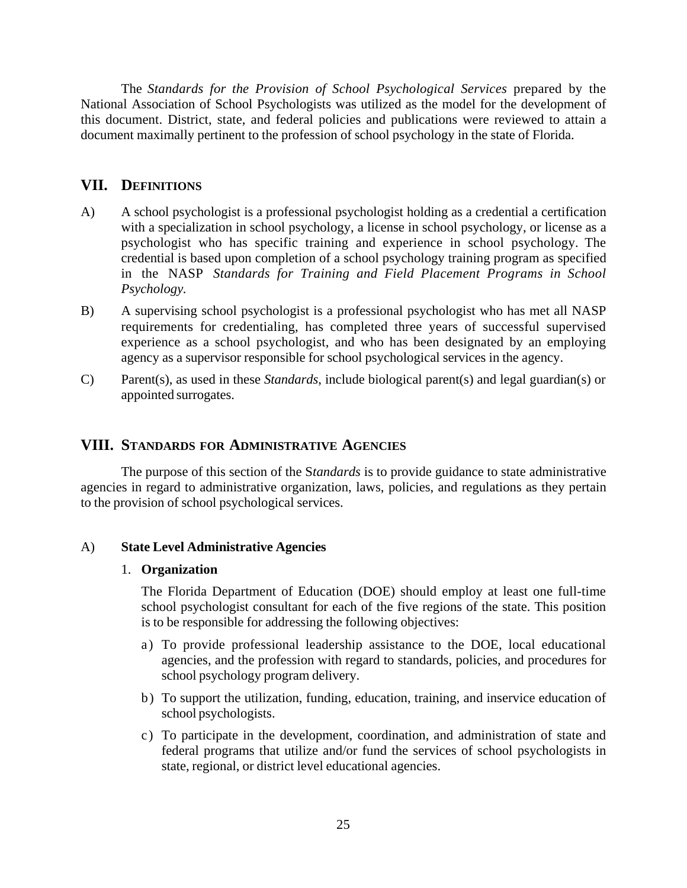The *Standards for the Provision of School Psychological Services* prepared by the National Association of School Psychologists was utilized as the model for the development of this document. District, state, and federal policies and publications were reviewed to attain a document maximally pertinent to the profession of school psychology in the state of Florida.

## VII. DEFINITIONS

A) A school psychologist is a professional psychologist holding as a credential a certification with a specialization in school psychology, a license in school psychology, or license as a psychologist who has specific training and experience in school psychology. The credential is based upon completion of a school psychology training program as specified in the NASP *Standards for Training and Field Placement Programs in School Psychology.*

B) A supervising school psychologist is a professional psychologist who has met all NASP requirements for credentialing, has completed three years of successful supervised experience as a school psychologist, and who has been designated by an employing agency as a supervisor responsible for school psychological services in the agency.

C) Parent(s), as used in these *Standards*, include biological parent(s) and legal guardian(s) or appointed surrogates.

## VIII. STANDARDS FOR ADMINISTRATIVE AGENCIES

The purpose of this section of the S*tandards* is to provide guidance to state administrative agencies in regard to administrative organization, laws, policies, and regulations as they pertain to the provision of school psychological services.

### A) State Level Administrative Agencies

#### 1. Organization

The Florida Department of Education (DOE) should employ at least one full-time school psychologist consultant for each of the five regions of the state. This position is to be responsible for addressing the following objectives:

a) To provide professional leadership assistance to the DOE, local educational agencies, and the profession with regard to standards, policies, and procedures for school psychology program delivery.

b) To support the utilization, funding, education, training, and inservice education of school psychologists.

c) To participate in the development, coordination, and administration of state and federal programs that utilize and/or fund the services of school psychologists in state, regional, or district level educational agencies.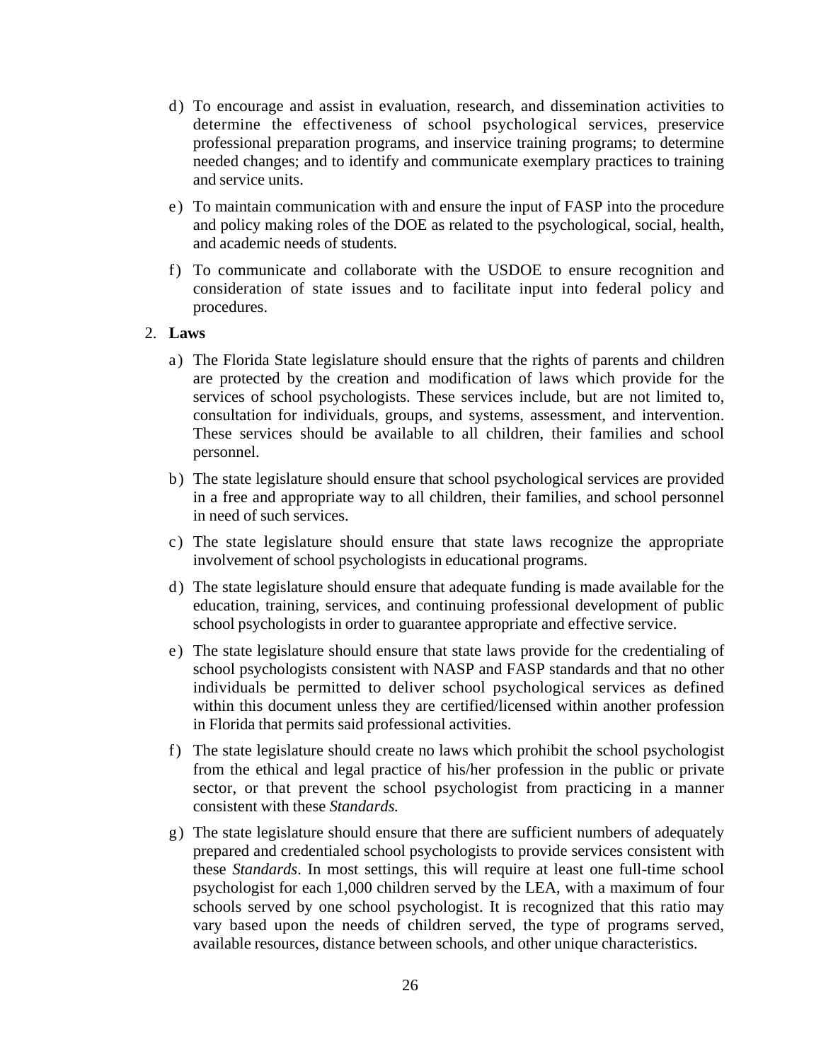d) To encourage and assist in evaluation, research, and dissemination activities to determine the effectiveness of school psychological services, preservice professional preparation programs, and inservice training programs; to determine needed changes; and to identify and communicate exemplary practices to training and service units.

e) To maintain communication with and ensure the input of FASP into the procedure and policy making roles of the DOE as related to the psychological, social, health, and academic needs of students.

f) To communicate and collaborate with the USDOE to ensure recognition and consideration of state issues and to facilitate input into federal policy and procedures.

2. **Laws**

a) The Florida State legislature should ensure that the rights of parents and children are protected by the creation and modification of laws which provide for the services of school psychologists. These services include, but are not limited to, consultation for individuals, groups, and systems, assessment, and intervention. These services should be available to all children, their families and school personnel.

b) The state legislature should ensure that school psychological services are provided in a free and appropriate way to all children, their families, and school personnel in need of such services.

c) The state legislature should ensure that state laws recognize the appropriate involvement of school psychologists in educational programs.

d) The state legislature should ensure that adequate funding is made available for the education, training, services, and continuing professional development of public school psychologists in order to guarantee appropriate and effective service.

e) The state legislature should ensure that state laws provide for the credentialing of school psychologists consistent with NASP and FASP standards and that no other individuals be permitted to deliver school psychological services as defined within this document unless they are certified/licensed within another profession in Florida that permits said professional activities.

f) The state legislature should create no laws which prohibit the school psychologist from the ethical and legal practice of his/her profession in the public or private sector, or that prevent the school psychologist from practicing in a manner consistent with these *Standards.*

g) The state legislature should ensure that there are sufficient numbers of adequately prepared and credentialed school psychologists to provide services consistent with these *Standards*. In most settings, this will require at least one full-time school psychologist for each 1,000 children served by the LEA, with a maximum of four schools served by one school psychologist. It is recognized that this ratio may vary based upon the needs of children served, the type of programs served, available resources, distance between schools, and other unique characteristics.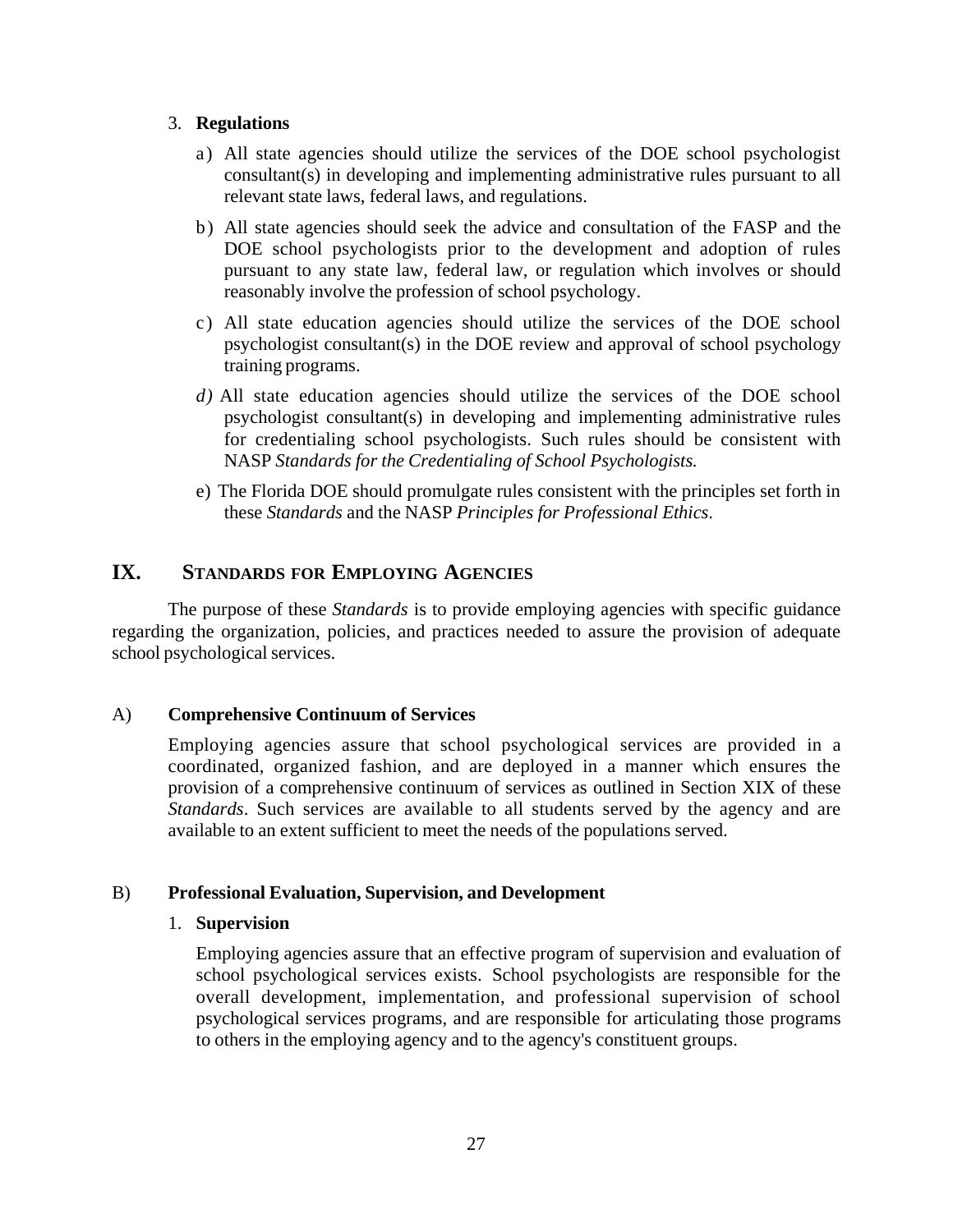3. **Regulations**

   a) All state agencies should utilize the services of the DOE school psychologist consultant(s) in developing and implementing administrative rules pursuant to all relevant state laws, federal laws, and regulations.

   b) All state agencies should seek the advice and consultation of the FASP and the DOE school psychologists prior to the development and adoption of rules pursuant to any state law, federal law, or regulation which involves or should reasonably involve the profession of school psychology.

   c) All state education agencies should utilize the services of the DOE school psychologist consultant(s) in the DOE review and approval of school psychology training programs.

   *d)* All state education agencies should utilize the services of the DOE school psychologist consultant(s) in developing and implementing administrative rules for credentialing school psychologists. Such rules should be consistent with NASP *Standards for the Credentialing of School Psychologists.*

   e) The Florida DOE should promulgate rules consistent with the principles set forth in these *Standards* and the NASP *Principles for Professional Ethics*.

## IX. Standards for Employing Agencies

The purpose of these *Standards* is to provide employing agencies with specific guidance regarding the organization, policies, and practices needed to assure the provision of adequate school psychological services.

### A) Comprehensive Continuum of Services

Employing agencies assure that school psychological services are provided in a coordinated, organized fashion, and are deployed in a manner which ensures the provision of a comprehensive continuum of services as outlined in Section XIX of these *Standards*. Such services are available to all students served by the agency and are available to an extent sufficient to meet the needs of the populations served.

### B) Professional Evaluation, Supervision, and Development

1. **Supervision**

   Employing agencies assure that an effective program of supervision and evaluation of school psychological services exists. School psychologists are responsible for the overall development, implementation, and professional supervision of school psychological services programs, and are responsible for articulating those programs to others in the employing agency and to the agency's constituent groups.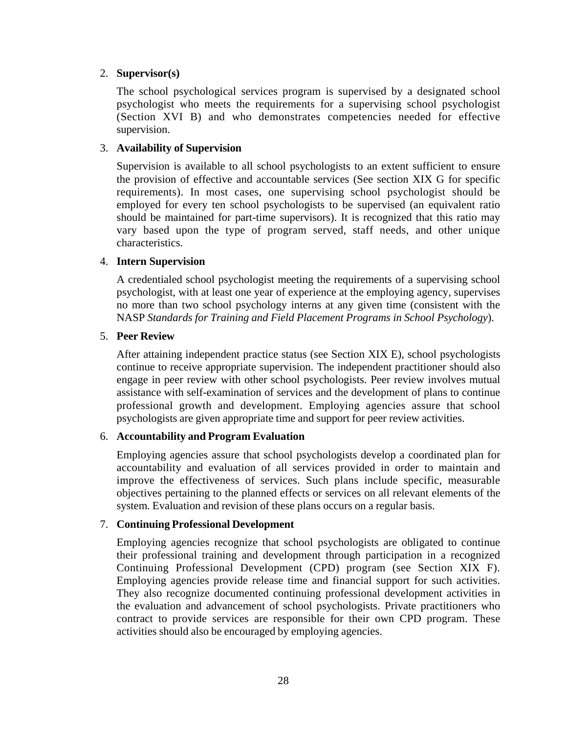2. **Supervisor(s)**

   The school psychological services program is supervised by a designated school psychologist who meets the requirements for a supervising school psychologist (Section XVI B) and who demonstrates competencies needed for effective supervision.

3. **Availability of Supervision**

   Supervision is available to all school psychologists to an extent sufficient to ensure the provision of effective and accountable services (See section XIX G for specific requirements). In most cases, one supervising school psychologist should be employed for every ten school psychologists to be supervised (an equivalent ratio should be maintained for part-time supervisors). It is recognized that this ratio may vary based upon the type of program served, staff needs, and other unique characteristics.

4. **Intern Supervision**

   A credentialed school psychologist meeting the requirements of a supervising school psychologist, with at least one year of experience at the employing agency, supervises no more than two school psychology interns at any given time (consistent with the NASP *Standards for Training and Field Placement Programs in School Psychology*).

5. **Peer Review**

   After attaining independent practice status (see Section XIX E), school psychologists continue to receive appropriate supervision. The independent practitioner should also engage in peer review with other school psychologists. Peer review involves mutual assistance with self-examination of services and the development of plans to continue professional growth and development. Employing agencies assure that school psychologists are given appropriate time and support for peer review activities.

6. **Accountability and Program Evaluation**

   Employing agencies assure that school psychologists develop a coordinated plan for accountability and evaluation of all services provided in order to maintain and improve the effectiveness of services. Such plans include specific, measurable objectives pertaining to the planned effects or services on all relevant elements of the system. Evaluation and revision of these plans occurs on a regular basis.

7. **Continuing Professional Development**

   Employing agencies recognize that school psychologists are obligated to continue their professional training and development through participation in a recognized Continuing Professional Development (CPD) program (see Section XIX F). Employing agencies provide release time and financial support for such activities. They also recognize documented continuing professional development activities in the evaluation and advancement of school psychologists. Private practitioners who contract to provide services are responsible for their own CPD program. These activities should also be encouraged by employing agencies.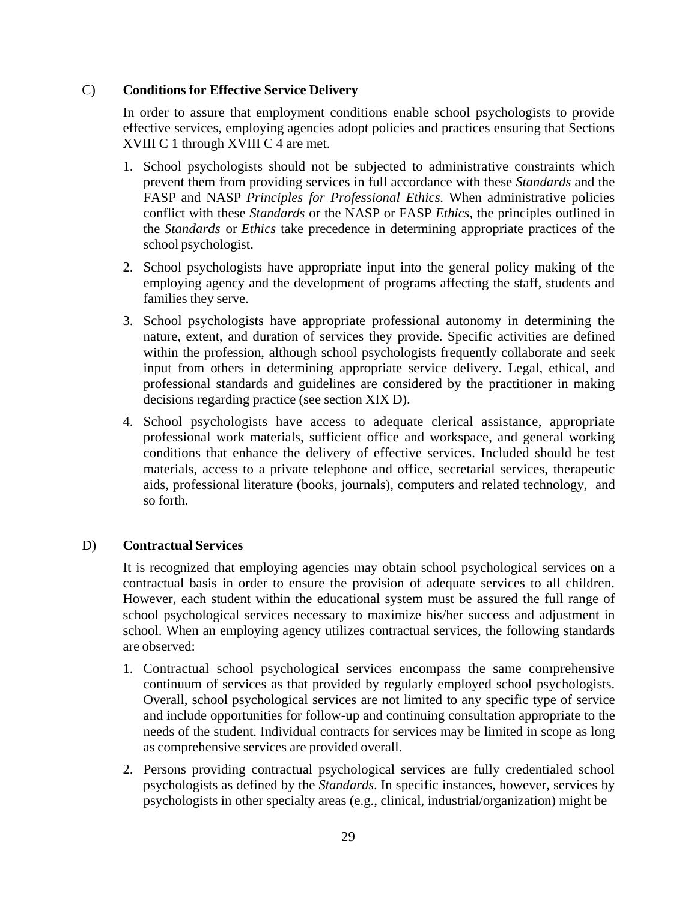### C) Conditions for Effective Service Delivery

In order to assure that employment conditions enable school psychologists to provide effective services, employing agencies adopt policies and practices ensuring that Sections XVIII C 1 through XVIII C 4 are met.

1. School psychologists should not be subjected to administrative constraints which prevent them from providing services in full accordance with these *Standards* and the FASP and NASP *Principles for Professional Ethics.* When administrative policies conflict with these *Standards* or the NASP or FASP *Ethics*, the principles outlined in the *Standards* or *Ethics* take precedence in determining appropriate practices of the school psychologist.
2. School psychologists have appropriate input into the general policy making of the employing agency and the development of programs affecting the staff, students and families they serve.
3. School psychologists have appropriate professional autonomy in determining the nature, extent, and duration of services they provide. Specific activities are defined within the profession, although school psychologists frequently collaborate and seek input from others in determining appropriate service delivery. Legal, ethical, and professional standards and guidelines are considered by the practitioner in making decisions regarding practice (see section XIX D).
4. School psychologists have access to adequate clerical assistance, appropriate professional work materials, sufficient office and workspace, and general working conditions that enhance the delivery of effective services. Included should be test materials, access to a private telephone and office, secretarial services, therapeutic aids, professional literature (books, journals), computers and related technology, and so forth.

### D) Contractual Services

It is recognized that employing agencies may obtain school psychological services on a contractual basis in order to ensure the provision of adequate services to all children. However, each student within the educational system must be assured the full range of school psychological services necessary to maximize his/her success and adjustment in school. When an employing agency utilizes contractual services, the following standards are observed:

1. Contractual school psychological services encompass the same comprehensive continuum of services as that provided by regularly employed school psychologists. Overall, school psychological services are not limited to any specific type of service and include opportunities for follow-up and continuing consultation appropriate to the needs of the student. Individual contracts for services may be limited in scope as long as comprehensive services are provided overall.
2. Persons providing contractual psychological services are fully credentialed school psychologists as defined by the *Standards*. In specific instances, however, services by psychologists in other specialty areas (e.g., clinical, industrial/organization) might be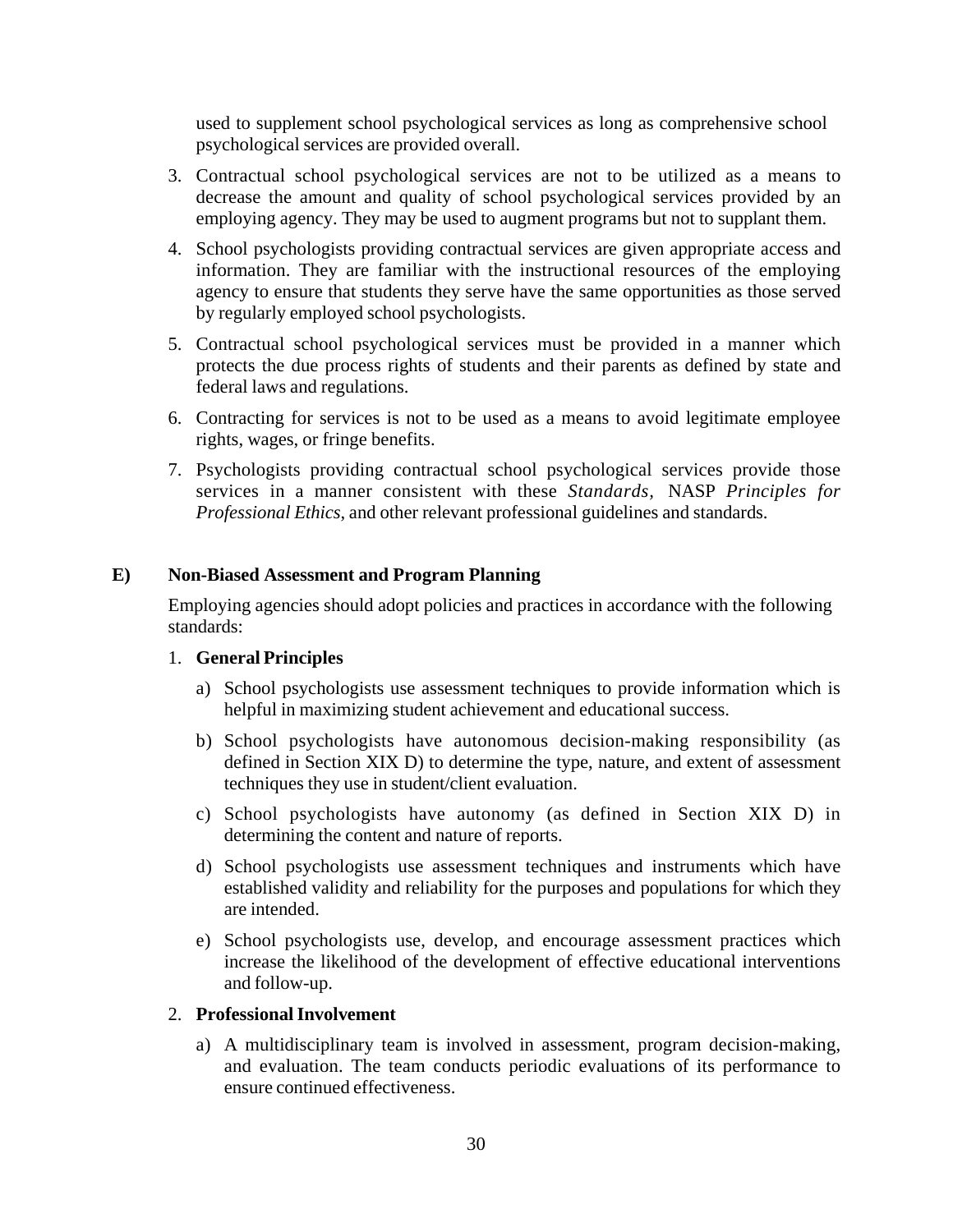used to supplement school psychological services as long as comprehensive school psychological services are provided overall.

3. Contractual school psychological services are not to be utilized as a means to decrease the amount and quality of school psychological services provided by an employing agency. They may be used to augment programs but not to supplant them.
4. School psychologists providing contractual services are given appropriate access and information. They are familiar with the instructional resources of the employing agency to ensure that students they serve have the same opportunities as those served by regularly employed school psychologists.
5. Contractual school psychological services must be provided in a manner which protects the due process rights of students and their parents as defined by state and federal laws and regulations.
6. Contracting for services is not to be used as a means to avoid legitimate employee rights, wages, or fringe benefits.
7. Psychologists providing contractual school psychological services provide those services in a manner consistent with these *Standards,* NASP *Principles for Professional Ethics*, and other relevant professional guidelines and standards.

**E) Non-Biased Assessment and Program Planning**

Employing agencies should adopt policies and practices in accordance with the following standards:

1. **General Principles**
   a) School psychologists use assessment techniques to provide information which is helpful in maximizing student achievement and educational success.
   b) School psychologists have autonomous decision-making responsibility (as defined in Section XIX D) to determine the type, nature, and extent of assessment techniques they use in student/client evaluation.
   c) School psychologists have autonomy (as defined in Section XIX D) in determining the content and nature of reports.
   d) School psychologists use assessment techniques and instruments which have established validity and reliability for the purposes and populations for which they are intended.
   e) School psychologists use, develop, and encourage assessment practices which increase the likelihood of the development of effective educational interventions and follow-up.
2. **Professional Involvement**
   a) A multidisciplinary team is involved in assessment, program decision-making, and evaluation. The team conducts periodic evaluations of its performance to ensure continued effectiveness.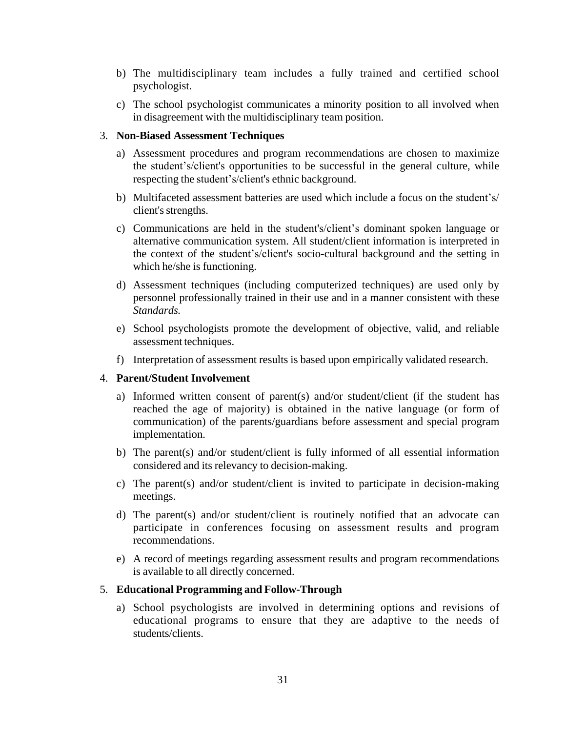b) The multidisciplinary team includes a fully trained and certified school psychologist.

c) The school psychologist communicates a minority position to all involved when in disagreement with the multidisciplinary team position.

3. **Non-Biased Assessment Techniques**

a) Assessment procedures and program recommendations are chosen to maximize the student's/client's opportunities to be successful in the general culture, while respecting the student's/client's ethnic background.

b) Multifaceted assessment batteries are used which include a focus on the student's/ client's strengths.

c) Communications are held in the student's/client's dominant spoken language or alternative communication system. All student/client information is interpreted in the context of the student's/client's socio-cultural background and the setting in which he/she is functioning.

d) Assessment techniques (including computerized techniques) are used only by personnel professionally trained in their use and in a manner consistent with these *Standards.*

e) School psychologists promote the development of objective, valid, and reliable assessment techniques.

f) Interpretation of assessment results is based upon empirically validated research.

4. **Parent/Student Involvement**

a) Informed written consent of parent(s) and/or student/client (if the student has reached the age of majority) is obtained in the native language (or form of communication) of the parents/guardians before assessment and special program implementation.

b) The parent(s) and/or student/client is fully informed of all essential information considered and its relevancy to decision-making.

c) The parent(s) and/or student/client is invited to participate in decision-making meetings.

d) The parent(s) and/or student/client is routinely notified that an advocate can participate in conferences focusing on assessment results and program recommendations.

e) A record of meetings regarding assessment results and program recommendations is available to all directly concerned.

5. **Educational Programming and Follow-Through**

a) School psychologists are involved in determining options and revisions of educational programs to ensure that they are adaptive to the needs of students/clients.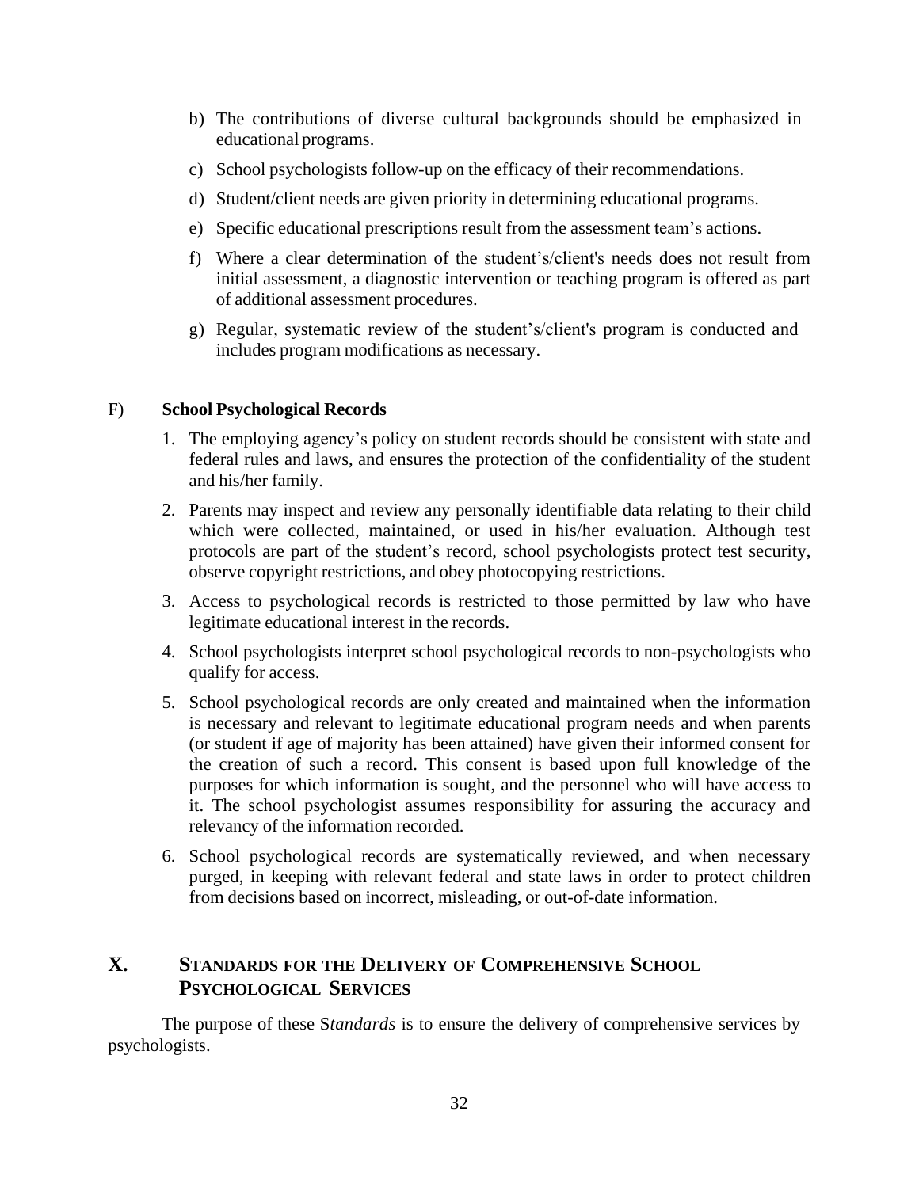b) The contributions of diverse cultural backgrounds should be emphasized in educational programs.

c) School psychologists follow-up on the efficacy of their recommendations.

d) Student/client needs are given priority in determining educational programs.

e) Specific educational prescriptions result from the assessment team's actions.

f) Where a clear determination of the student's/client's needs does not result from initial assessment, a diagnostic intervention or teaching program is offered as part of additional assessment procedures.

g) Regular, systematic review of the student's/client's program is conducted and includes program modifications as necessary.

F) **School Psychological Records**

1. The employing agency's policy on student records should be consistent with state and federal rules and laws, and ensures the protection of the confidentiality of the student and his/her family.
2. Parents may inspect and review any personally identifiable data relating to their child which were collected, maintained, or used in his/her evaluation. Although test protocols are part of the student's record, school psychologists protect test security, observe copyright restrictions, and obey photocopying restrictions.
3. Access to psychological records is restricted to those permitted by law who have legitimate educational interest in the records.
4. School psychologists interpret school psychological records to non-psychologists who qualify for access.
5. School psychological records are only created and maintained when the information is necessary and relevant to legitimate educational program needs and when parents (or student if age of majority has been attained) have given their informed consent for the creation of such a record. This consent is based upon full knowledge of the purposes for which information is sought, and the personnel who will have access to it. The school psychologist assumes responsibility for assuring the accuracy and relevancy of the information recorded.
6. School psychological records are systematically reviewed, and when necessary purged, in keeping with relevant federal and state laws in order to protect children from decisions based on incorrect, misleading, or out-of-date information.

## X. STANDARDS FOR THE DELIVERY OF COMPREHENSIVE SCHOOL PSYCHOLOGICAL SERVICES

The purpose of these S*tandards* is to ensure the delivery of comprehensive services by psychologists.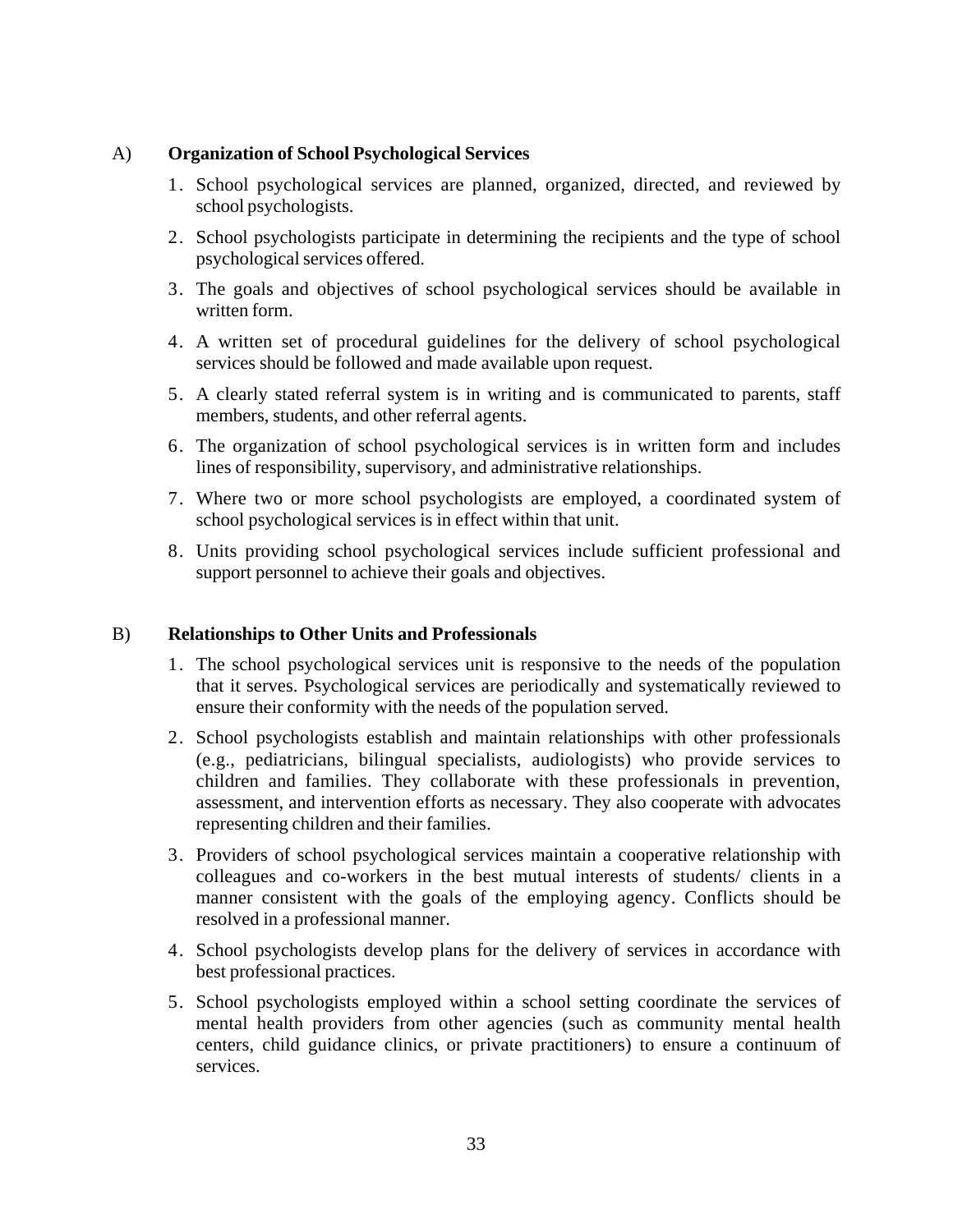A) **Organization of School Psychological Services**

1. School psychological services are planned, organized, directed, and reviewed by school psychologists.
2. School psychologists participate in determining the recipients and the type of school psychological services offered.
3. The goals and objectives of school psychological services should be available in written form.
4. A written set of procedural guidelines for the delivery of school psychological services should be followed and made available upon request.
5. A clearly stated referral system is in writing and is communicated to parents, staff members, students, and other referral agents.
6. The organization of school psychological services is in written form and includes lines of responsibility, supervisory, and administrative relationships.
7. Where two or more school psychologists are employed, a coordinated system of school psychological services is in effect within that unit.
8. Units providing school psychological services include sufficient professional and support personnel to achieve their goals and objectives.

B) **Relationships to Other Units and Professionals**

1. The school psychological services unit is responsive to the needs of the population that it serves. Psychological services are periodically and systematically reviewed to ensure their conformity with the needs of the population served.
2. School psychologists establish and maintain relationships with other professionals (e.g., pediatricians, bilingual specialists, audiologists) who provide services to children and families. They collaborate with these professionals in prevention, assessment, and intervention efforts as necessary. They also cooperate with advocates representing children and their families.
3. Providers of school psychological services maintain a cooperative relationship with colleagues and co-workers in the best mutual interests of students/ clients in a manner consistent with the goals of the employing agency. Conflicts should be resolved in a professional manner.
4. School psychologists develop plans for the delivery of services in accordance with best professional practices.
5. School psychologists employed within a school setting coordinate the services of mental health providers from other agencies (such as community mental health centers, child guidance clinics, or private practitioners) to ensure a continuum of services.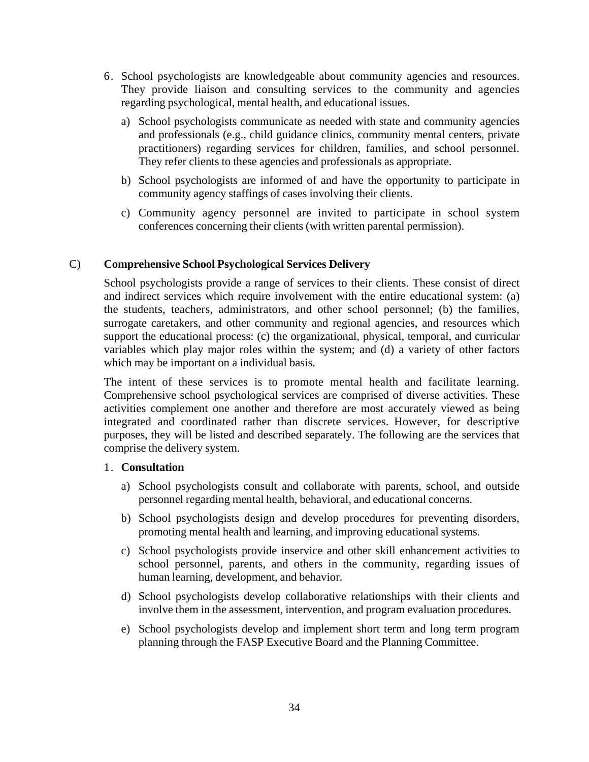6. School psychologists are knowledgeable about community agencies and resources. They provide liaison and consulting services to the community and agencies regarding psychological, mental health, and educational issues.

   a) School psychologists communicate as needed with state and community agencies and professionals (e.g., child guidance clinics, community mental centers, private practitioners) regarding services for children, families, and school personnel. They refer clients to these agencies and professionals as appropriate.

   b) School psychologists are informed of and have the opportunity to participate in community agency staffings of cases involving their clients.

   c) Community agency personnel are invited to participate in school system conferences concerning their clients (with written parental permission).

## C) Comprehensive School Psychological Services Delivery

School psychologists provide a range of services to their clients. These consist of direct and indirect services which require involvement with the entire educational system: (a) the students, teachers, administrators, and other school personnel; (b) the families, surrogate caretakers, and other community and regional agencies, and resources which support the educational process: (c) the organizational, physical, temporal, and curricular variables which play major roles within the system; and (d) a variety of other factors which may be important on a individual basis.

The intent of these services is to promote mental health and facilitate learning. Comprehensive school psychological services are comprised of diverse activities. These activities complement one another and therefore are most accurately viewed as being integrated and coordinated rather than discrete services. However, for descriptive purposes, they will be listed and described separately. The following are the services that comprise the delivery system.

1. **Consultation**

   a) School psychologists consult and collaborate with parents, school, and outside personnel regarding mental health, behavioral, and educational concerns.

   b) School psychologists design and develop procedures for preventing disorders, promoting mental health and learning, and improving educational systems.

   c) School psychologists provide inservice and other skill enhancement activities to school personnel, parents, and others in the community, regarding issues of human learning, development, and behavior.

   d) School psychologists develop collaborative relationships with their clients and involve them in the assessment, intervention, and program evaluation procedures.

   e) School psychologists develop and implement short term and long term program planning through the FASP Executive Board and the Planning Committee.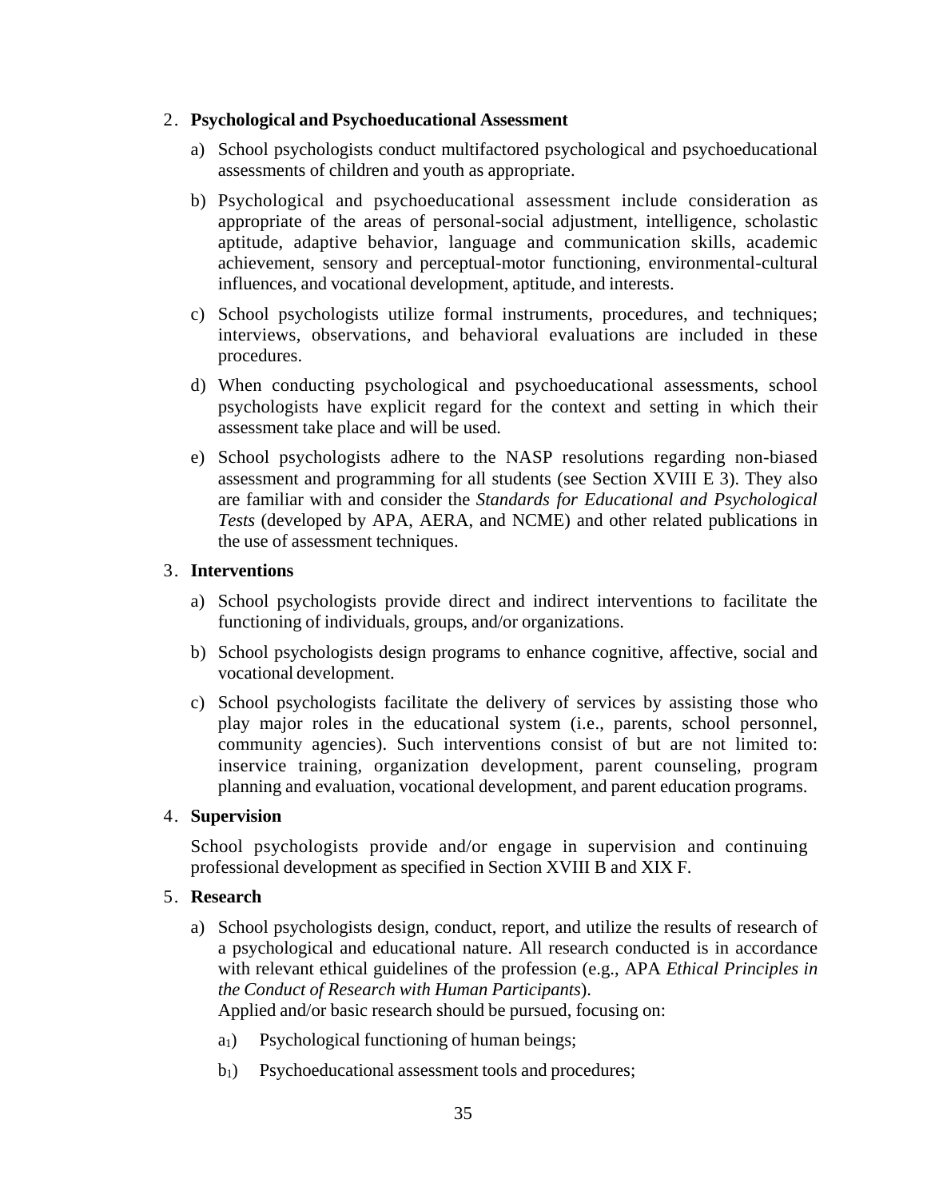2. **Psychological and Psychoeducational Assessment**

   a) School psychologists conduct multifactored psychological and psychoeducational assessments of children and youth as appropriate.

   b) Psychological and psychoeducational assessment include consideration as appropriate of the areas of personal-social adjustment, intelligence, scholastic aptitude, adaptive behavior, language and communication skills, academic achievement, sensory and perceptual-motor functioning, environmental-cultural influences, and vocational development, aptitude, and interests.

   c) School psychologists utilize formal instruments, procedures, and techniques; interviews, observations, and behavioral evaluations are included in these procedures.

   d) When conducting psychological and psychoeducational assessments, school psychologists have explicit regard for the context and setting in which their assessment take place and will be used.

   e) School psychologists adhere to the NASP resolutions regarding non-biased assessment and programming for all students (see Section XVIII E 3). They also are familiar with and consider the *Standards for Educational and Psychological Tests* (developed by APA, AERA, and NCME) and other related publications in the use of assessment techniques.

3. **Interventions**

   a) School psychologists provide direct and indirect interventions to facilitate the functioning of individuals, groups, and/or organizations.

   b) School psychologists design programs to enhance cognitive, affective, social and vocational development.

   c) School psychologists facilitate the delivery of services by assisting those who play major roles in the educational system (i.e., parents, school personnel, community agencies). Such interventions consist of but are not limited to: inservice training, organization development, parent counseling, program planning and evaluation, vocational development, and parent education programs.

4. **Supervision**

   School psychologists provide and/or engage in supervision and continuing professional development as specified in Section XVIII B and XIX F.

5. **Research**

   a) School psychologists design, conduct, report, and utilize the results of research of a psychological and educational nature. All research conducted is in accordance with relevant ethical guidelines of the profession (e.g., APA *Ethical Principles in the Conduct of Research with Human Participants*).
   Applied and/or basic research should be pursued, focusing on:

      $a_1$) Psychological functioning of human beings;

      $b_1$) Psychoeducational assessment tools and procedures;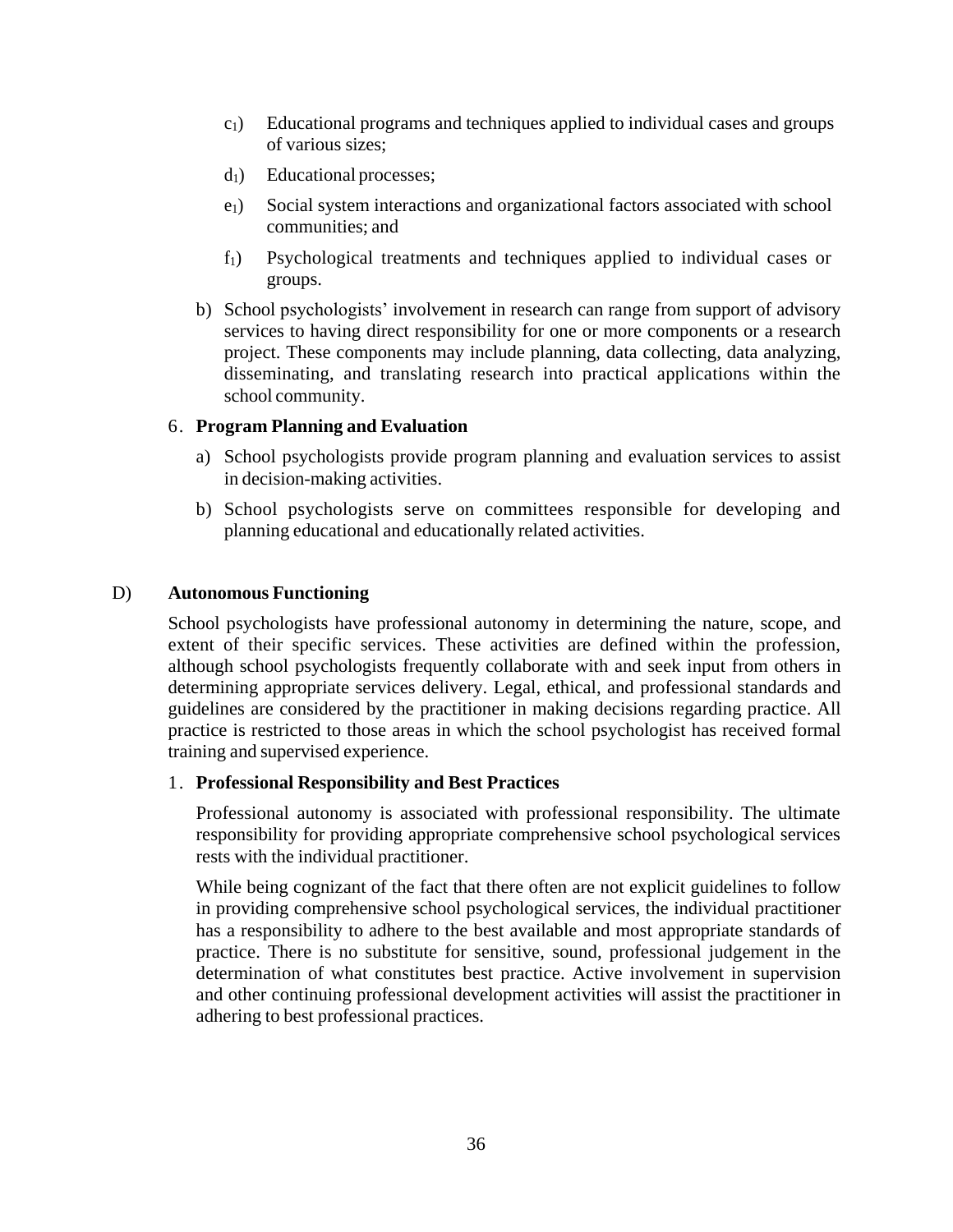$c_1$) Educational programs and techniques applied to individual cases and groups of various sizes;

$d_1$) Educational processes;

$e_1$) Social system interactions and organizational factors associated with school communities; and

$f_1$) Psychological treatments and techniques applied to individual cases or groups.

b) School psychologists' involvement in research can range from support of advisory services to having direct responsibility for one or more components or a research project. These components may include planning, data collecting, data analyzing, disseminating, and translating research into practical applications within the school community.

6. **Program Planning and Evaluation**

a) School psychologists provide program planning and evaluation services to assist in decision-making activities.

b) School psychologists serve on committees responsible for developing and planning educational and educationally related activities.

D) **Autonomous Functioning**

School psychologists have professional autonomy in determining the nature, scope, and extent of their specific services. These activities are defined within the profession, although school psychologists frequently collaborate with and seek input from others in determining appropriate services delivery. Legal, ethical, and professional standards and guidelines are considered by the practitioner in making decisions regarding practice. All practice is restricted to those areas in which the school psychologist has received formal training and supervised experience.

1. **Professional Responsibility and Best Practices**

Professional autonomy is associated with professional responsibility. The ultimate responsibility for providing appropriate comprehensive school psychological services rests with the individual practitioner.

While being cognizant of the fact that there often are not explicit guidelines to follow in providing comprehensive school psychological services, the individual practitioner has a responsibility to adhere to the best available and most appropriate standards of practice. There is no substitute for sensitive, sound, professional judgement in the determination of what constitutes best practice. Active involvement in supervision and other continuing professional development activities will assist the practitioner in adhering to best professional practices.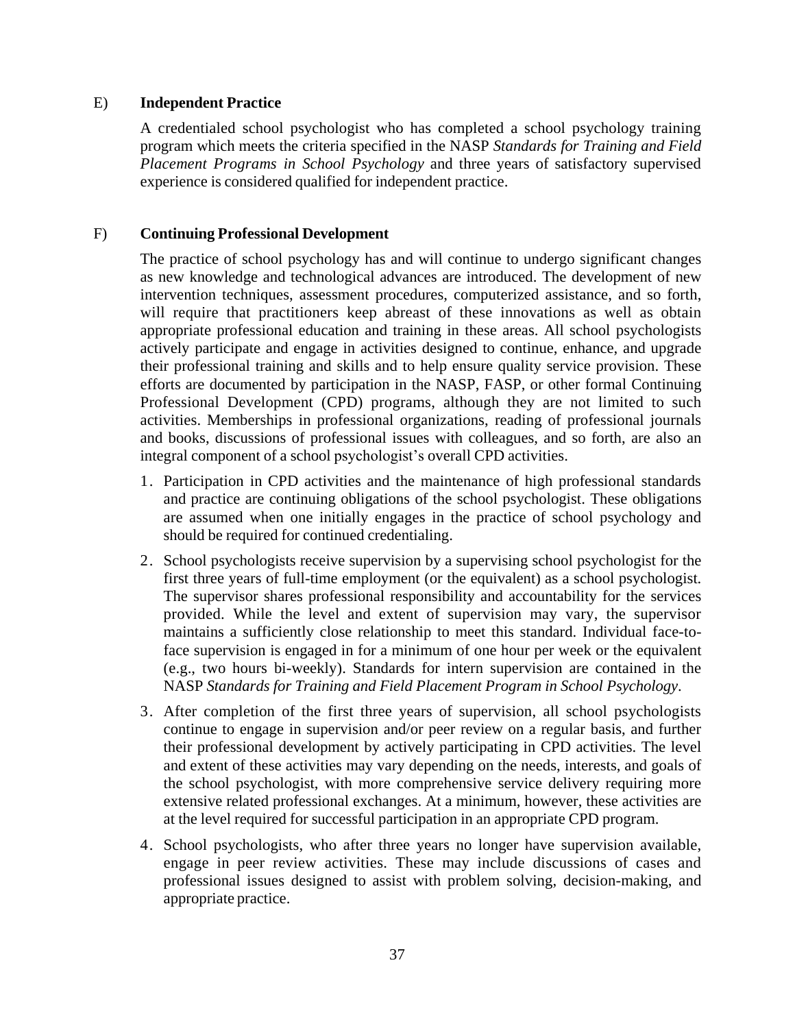## E) Independent Practice

A credentialed school psychologist who has completed a school psychology training program which meets the criteria specified in the NASP *Standards for Training and Field Placement Programs in School Psychology* and three years of satisfactory supervised experience is considered qualified for independent practice.

## F) Continuing Professional Development

The practice of school psychology has and will continue to undergo significant changes as new knowledge and technological advances are introduced. The development of new intervention techniques, assessment procedures, computerized assistance, and so forth, will require that practitioners keep abreast of these innovations as well as obtain appropriate professional education and training in these areas. All school psychologists actively participate and engage in activities designed to continue, enhance, and upgrade their professional training and skills and to help ensure quality service provision. These efforts are documented by participation in the NASP, FASP, or other formal Continuing Professional Development (CPD) programs, although they are not limited to such activities. Memberships in professional organizations, reading of professional journals and books, discussions of professional issues with colleagues, and so forth, are also an integral component of a school psychologist's overall CPD activities.

1. Participation in CPD activities and the maintenance of high professional standards and practice are continuing obligations of the school psychologist. These obligations are assumed when one initially engages in the practice of school psychology and should be required for continued credentialing.
2. School psychologists receive supervision by a supervising school psychologist for the first three years of full-time employment (or the equivalent) as a school psychologist. The supervisor shares professional responsibility and accountability for the services provided. While the level and extent of supervision may vary, the supervisor maintains a sufficiently close relationship to meet this standard. Individual face-to-face supervision is engaged in for a minimum of one hour per week or the equivalent (e.g., two hours bi-weekly). Standards for intern supervision are contained in the NASP *Standards for Training and Field Placement Program in School Psychology*.
3. After completion of the first three years of supervision, all school psychologists continue to engage in supervision and/or peer review on a regular basis, and further their professional development by actively participating in CPD activities. The level and extent of these activities may vary depending on the needs, interests, and goals of the school psychologist, with more comprehensive service delivery requiring more extensive related professional exchanges. At a minimum, however, these activities are at the level required for successful participation in an appropriate CPD program.
4. School psychologists, who after three years no longer have supervision available, engage in peer review activities. These may include discussions of cases and professional issues designed to assist with problem solving, decision-making, and appropriate practice.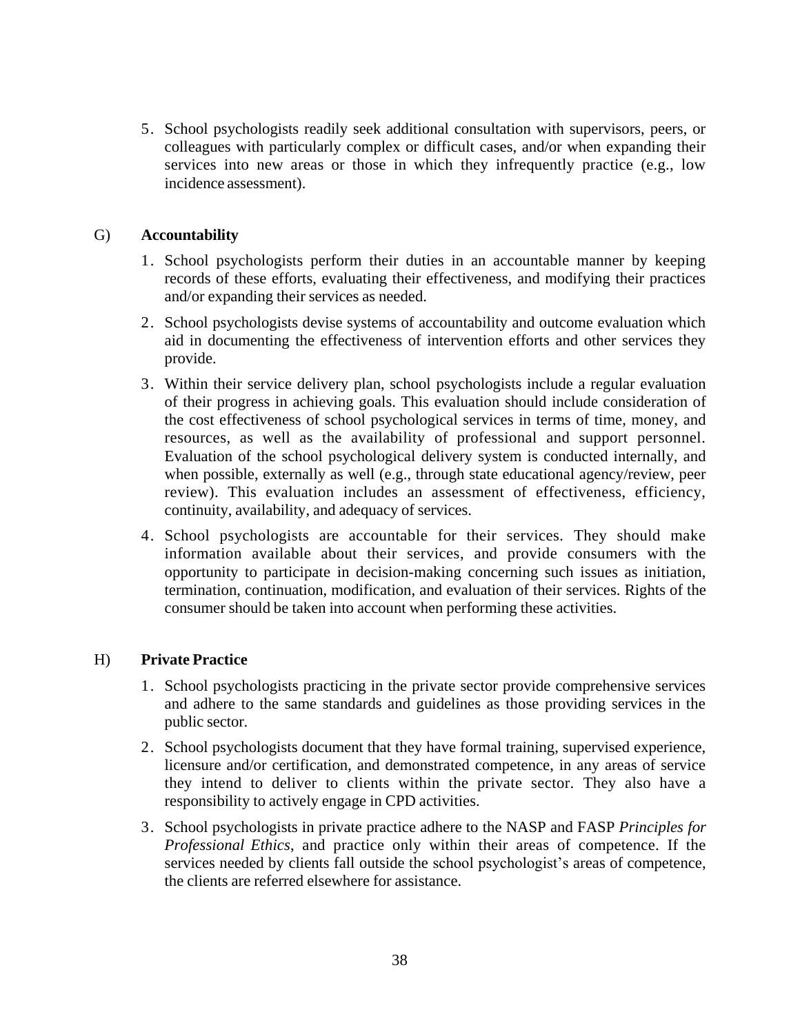5. School psychologists readily seek additional consultation with supervisors, peers, or colleagues with particularly complex or difficult cases, and/or when expanding their services into new areas or those in which they infrequently practice (e.g., low incidence assessment).

### G) **Accountability**

1. School psychologists perform their duties in an accountable manner by keeping records of these efforts, evaluating their effectiveness, and modifying their practices and/or expanding their services as needed.
2. School psychologists devise systems of accountability and outcome evaluation which aid in documenting the effectiveness of intervention efforts and other services they provide.
3. Within their service delivery plan, school psychologists include a regular evaluation of their progress in achieving goals. This evaluation should include consideration of the cost effectiveness of school psychological services in terms of time, money, and resources, as well as the availability of professional and support personnel. Evaluation of the school psychological delivery system is conducted internally, and when possible, externally as well (e.g., through state educational agency/review, peer review). This evaluation includes an assessment of effectiveness, efficiency, continuity, availability, and adequacy of services.
4. School psychologists are accountable for their services. They should make information available about their services, and provide consumers with the opportunity to participate in decision-making concerning such issues as initiation, termination, continuation, modification, and evaluation of their services. Rights of the consumer should be taken into account when performing these activities.

### H) **Private Practice**

1. School psychologists practicing in the private sector provide comprehensive services and adhere to the same standards and guidelines as those providing services in the public sector.
2. School psychologists document that they have formal training, supervised experience, licensure and/or certification, and demonstrated competence, in any areas of service they intend to deliver to clients within the private sector. They also have a responsibility to actively engage in CPD activities.
3. School psychologists in private practice adhere to the NASP and FASP *Principles for Professional Ethics*, and practice only within their areas of competence. If the services needed by clients fall outside the school psychologist's areas of competence, the clients are referred elsewhere for assistance.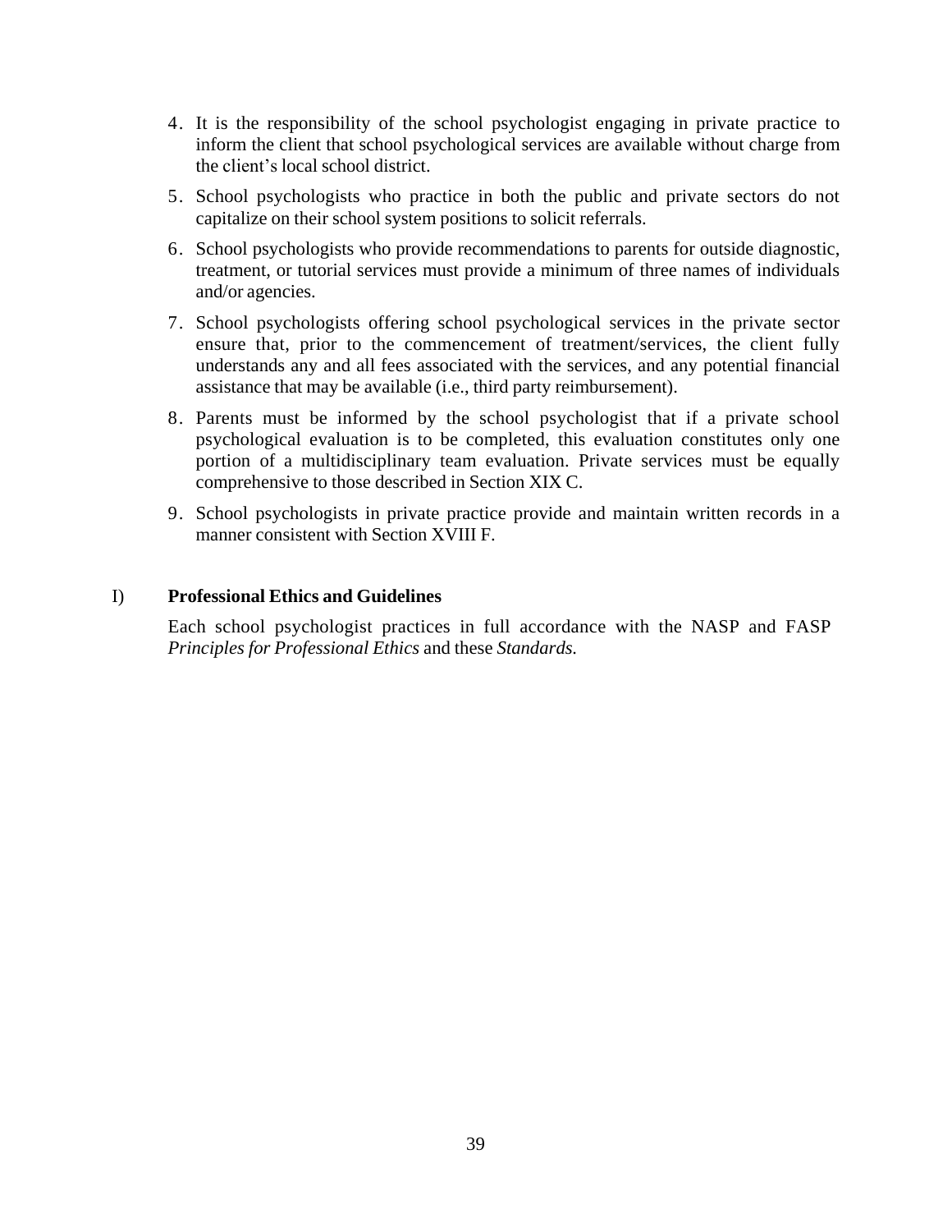4. It is the responsibility of the school psychologist engaging in private practice to inform the client that school psychological services are available without charge from the client's local school district.
5. School psychologists who practice in both the public and private sectors do not capitalize on their school system positions to solicit referrals.
6. School psychologists who provide recommendations to parents for outside diagnostic, treatment, or tutorial services must provide a minimum of three names of individuals and/or agencies.
7. School psychologists offering school psychological services in the private sector ensure that, prior to the commencement of treatment/services, the client fully understands any and all fees associated with the services, and any potential financial assistance that may be available (i.e., third party reimbursement).
8. Parents must be informed by the school psychologist that if a private school psychological evaluation is to be completed, this evaluation constitutes only one portion of a multidisciplinary team evaluation. Private services must be equally comprehensive to those described in Section XIX C.
9. School psychologists in private practice provide and maintain written records in a manner consistent with Section XVIII F.

I) **Professional Ethics and Guidelines**

Each school psychologist practices in full accordance with the NASP and FASP *Principles for Professional Ethics* and these *Standards.*